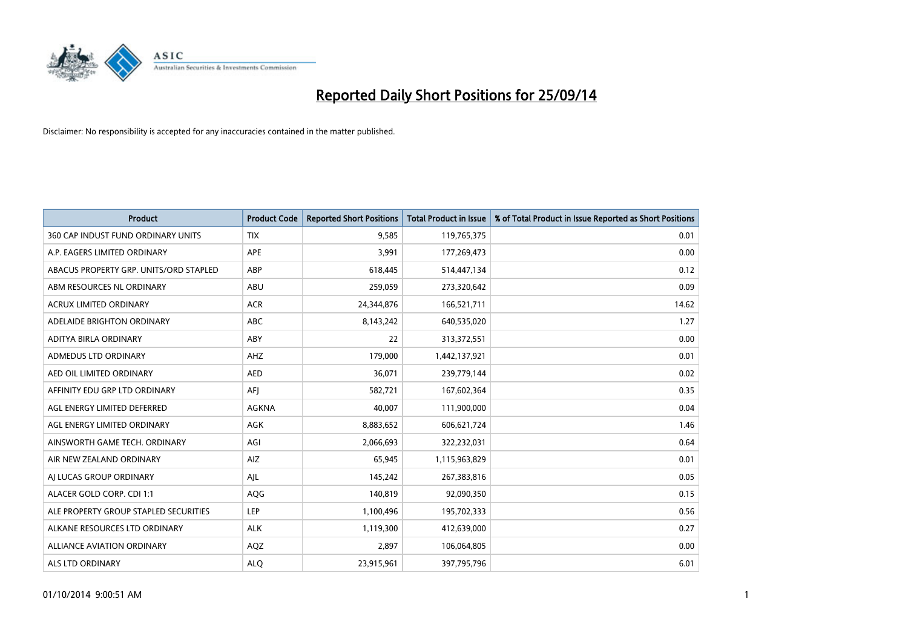# Reported Daily Short Positions for 25/09/14

Disclaimer: No responsibility is accepted for any inaccuracies contained in the matter published.

| Product | Product Code | Reported Short Positions | Total Product in Issue | % of Total Product in Issue Reported as Short Positions |
|---|---|---|---|---|
| 360 CAP INDUST FUND ORDINARY UNITS | TIX | 9,585 | 119,765,375 | 0.01 |
| A.P. EAGERS LIMITED ORDINARY | APE | 3,991 | 177,269,473 | 0.00 |
| ABACUS PROPERTY GRP. UNITS/ORD STAPLED | ABP | 618,445 | 514,447,134 | 0.12 |
| ABM RESOURCES NL ORDINARY | ABU | 259,059 | 273,320,642 | 0.09 |
| ACRUX LIMITED ORDINARY | ACR | 24,344,876 | 166,521,711 | 14.62 |
| ADELAIDE BRIGHTON ORDINARY | ABC | 8,143,242 | 640,535,020 | 1.27 |
| ADITYA BIRLA ORDINARY | ABY | 22 | 313,372,551 | 0.00 |
| ADMEDUS LTD ORDINARY | AHZ | 179,000 | 1,442,137,921 | 0.01 |
| AED OIL LIMITED ORDINARY | AED | 36,071 | 239,779,144 | 0.02 |
| AFFINITY EDU GRP LTD ORDINARY | AFJ | 582,721 | 167,602,364 | 0.35 |
| AGL ENERGY LIMITED DEFERRED | AGKNA | 40,007 | 111,900,000 | 0.04 |
| AGL ENERGY LIMITED ORDINARY | AGK | 8,883,652 | 606,621,724 | 1.46 |
| AINSWORTH GAME TECH. ORDINARY | AGI | 2,066,693 | 322,232,031 | 0.64 |
| AIR NEW ZEALAND ORDINARY | AIZ | 65,945 | 1,115,963,829 | 0.01 |
| AJ LUCAS GROUP ORDINARY | AJL | 145,242 | 267,383,816 | 0.05 |
| ALACER GOLD CORP. CDI 1:1 | AQG | 140,819 | 92,090,350 | 0.15 |
| ALE PROPERTY GROUP STAPLED SECURITIES | LEP | 1,100,496 | 195,702,333 | 0.56 |
| ALKANE RESOURCES LTD ORDINARY | ALK | 1,119,300 | 412,639,000 | 0.27 |
| ALLIANCE AVIATION ORDINARY | AQZ | 2,897 | 106,064,805 | 0.00 |
| ALS LTD ORDINARY | ALQ | 23,915,961 | 397,795,796 | 6.01 |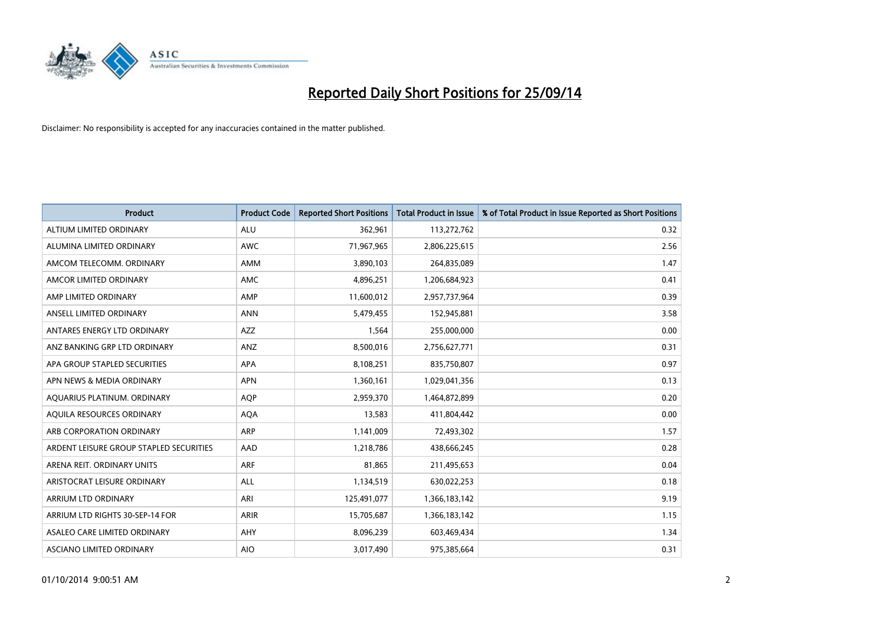# Reported Daily Short Positions for 25/09/14

Disclaimer: No responsibility is accepted for any inaccuracies contained in the matter published.

| Product | Product Code | Reported Short Positions | Total Product in Issue | % of Total Product in Issue Reported as Short Positions |
|---|---|---|---|---|
| ALTIUM LIMITED ORDINARY | ALU | 362,961 | 113,272,762 | 0.32 |
| ALUMINA LIMITED ORDINARY | AWC | 71,967,965 | 2,806,225,615 | 2.56 |
| AMCOM TELECOMM. ORDINARY | AMM | 3,890,103 | 264,835,089 | 1.47 |
| AMCOR LIMITED ORDINARY | AMC | 4,896,251 | 1,206,684,923 | 0.41 |
| AMP LIMITED ORDINARY | AMP | 11,600,012 | 2,957,737,964 | 0.39 |
| ANSELL LIMITED ORDINARY | ANN | 5,479,455 | 152,945,881 | 3.58 |
| ANTARES ENERGY LTD ORDINARY | AZZ | 1,564 | 255,000,000 | 0.00 |
| ANZ BANKING GRP LTD ORDINARY | ANZ | 8,500,016 | 2,756,627,771 | 0.31 |
| APA GROUP STAPLED SECURITIES | APA | 8,108,251 | 835,750,807 | 0.97 |
| APN NEWS & MEDIA ORDINARY | APN | 1,360,161 | 1,029,041,356 | 0.13 |
| AQUARIUS PLATINUM. ORDINARY | AQP | 2,959,370 | 1,464,872,899 | 0.20 |
| AQUILA RESOURCES ORDINARY | AQA | 13,583 | 411,804,442 | 0.00 |
| ARB CORPORATION ORDINARY | ARP | 1,141,009 | 72,493,302 | 1.57 |
| ARDENT LEISURE GROUP STAPLED SECURITIES | AAD | 1,218,786 | 438,666,245 | 0.28 |
| ARENA REIT. ORDINARY UNITS | ARF | 81,865 | 211,495,653 | 0.04 |
| ARISTOCRAT LEISURE ORDINARY | ALL | 1,134,519 | 630,022,253 | 0.18 |
| ARRIUM LTD ORDINARY | ARI | 125,491,077 | 1,366,183,142 | 9.19 |
| ARRIUM LTD RIGHTS 30-SEP-14 FOR | ARIR | 15,705,687 | 1,366,183,142 | 1.15 |
| ASALEO CARE LIMITED ORDINARY | AHY | 8,096,239 | 603,469,434 | 1.34 |
| ASCIANO LIMITED ORDINARY | AIO | 3,017,490 | 975,385,664 | 0.31 |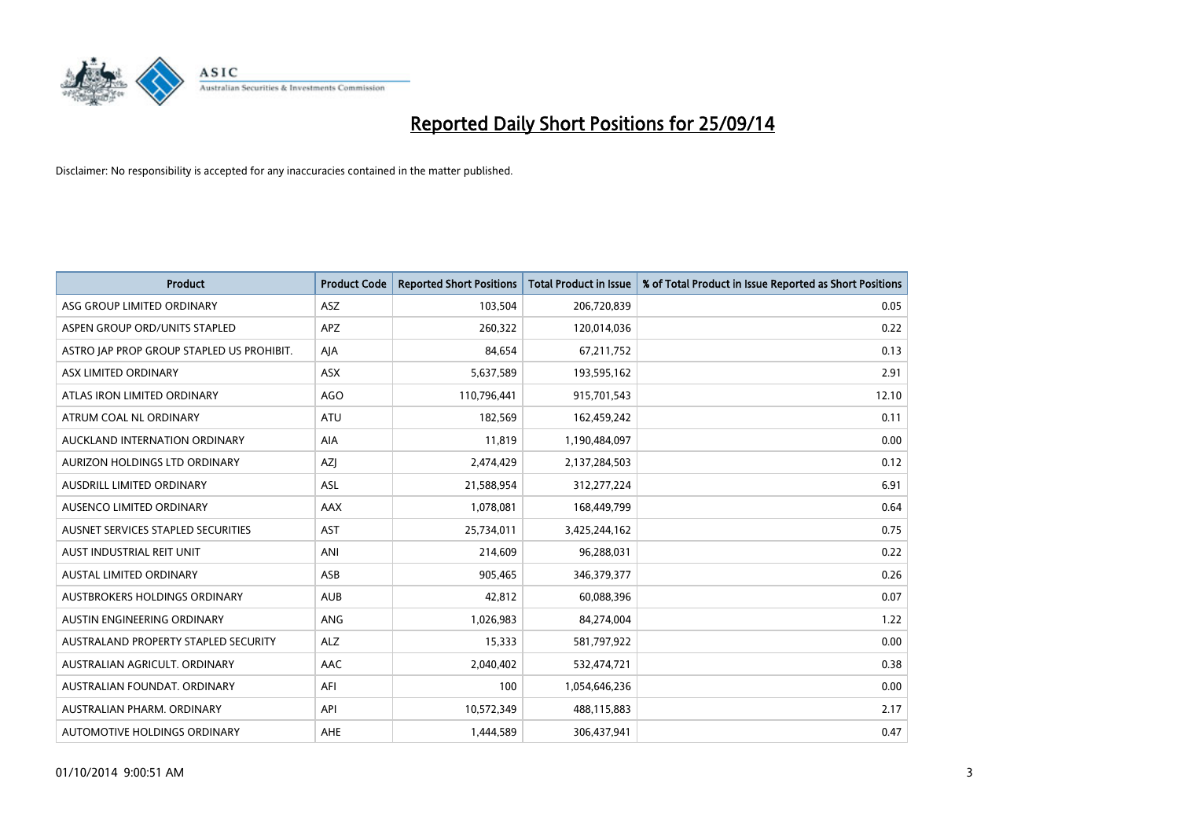# Reported Daily Short Positions for 25/09/14

Disclaimer: No responsibility is accepted for any inaccuracies contained in the matter published.

| Product | Product Code | Reported Short Positions | Total Product in Issue | % of Total Product in Issue Reported as Short Positions |
|---|---|---|---|---|
| ASG GROUP LIMITED ORDINARY | ASZ | 103,504 | 206,720,839 | 0.05 |
| ASPEN GROUP ORD/UNITS STAPLED | APZ | 260,322 | 120,014,036 | 0.22 |
| ASTRO JAP PROP GROUP STAPLED US PROHIBIT. | AJA | 84,654 | 67,211,752 | 0.13 |
| ASX LIMITED ORDINARY | ASX | 5,637,589 | 193,595,162 | 2.91 |
| ATLAS IRON LIMITED ORDINARY | AGO | 110,796,441 | 915,701,543 | 12.10 |
| ATRUM COAL NL ORDINARY | ATU | 182,569 | 162,459,242 | 0.11 |
| AUCKLAND INTERNATION ORDINARY | AIA | 11,819 | 1,190,484,097 | 0.00 |
| AURIZON HOLDINGS LTD ORDINARY | AZJ | 2,474,429 | 2,137,284,503 | 0.12 |
| AUSDRILL LIMITED ORDINARY | ASL | 21,588,954 | 312,277,224 | 6.91 |
| AUSENCO LIMITED ORDINARY | AAX | 1,078,081 | 168,449,799 | 0.64 |
| AUSNET SERVICES STAPLED SECURITIES | AST | 25,734,011 | 3,425,244,162 | 0.75 |
| AUST INDUSTRIAL REIT UNIT | ANI | 214,609 | 96,288,031 | 0.22 |
| AUSTAL LIMITED ORDINARY | ASB | 905,465 | 346,379,377 | 0.26 |
| AUSTBROKERS HOLDINGS ORDINARY | AUB | 42,812 | 60,088,396 | 0.07 |
| AUSTIN ENGINEERING ORDINARY | ANG | 1,026,983 | 84,274,004 | 1.22 |
| AUSTRALAND PROPERTY STAPLED SECURITY | ALZ | 15,333 | 581,797,922 | 0.00 |
| AUSTRALIAN AGRICULT. ORDINARY | AAC | 2,040,402 | 532,474,721 | 0.38 |
| AUSTRALIAN FOUNDAT. ORDINARY | AFI | 100 | 1,054,646,236 | 0.00 |
| AUSTRALIAN PHARM. ORDINARY | API | 10,572,349 | 488,115,883 | 2.17 |
| AUTOMOTIVE HOLDINGS ORDINARY | AHE | 1,444,589 | 306,437,941 | 0.47 |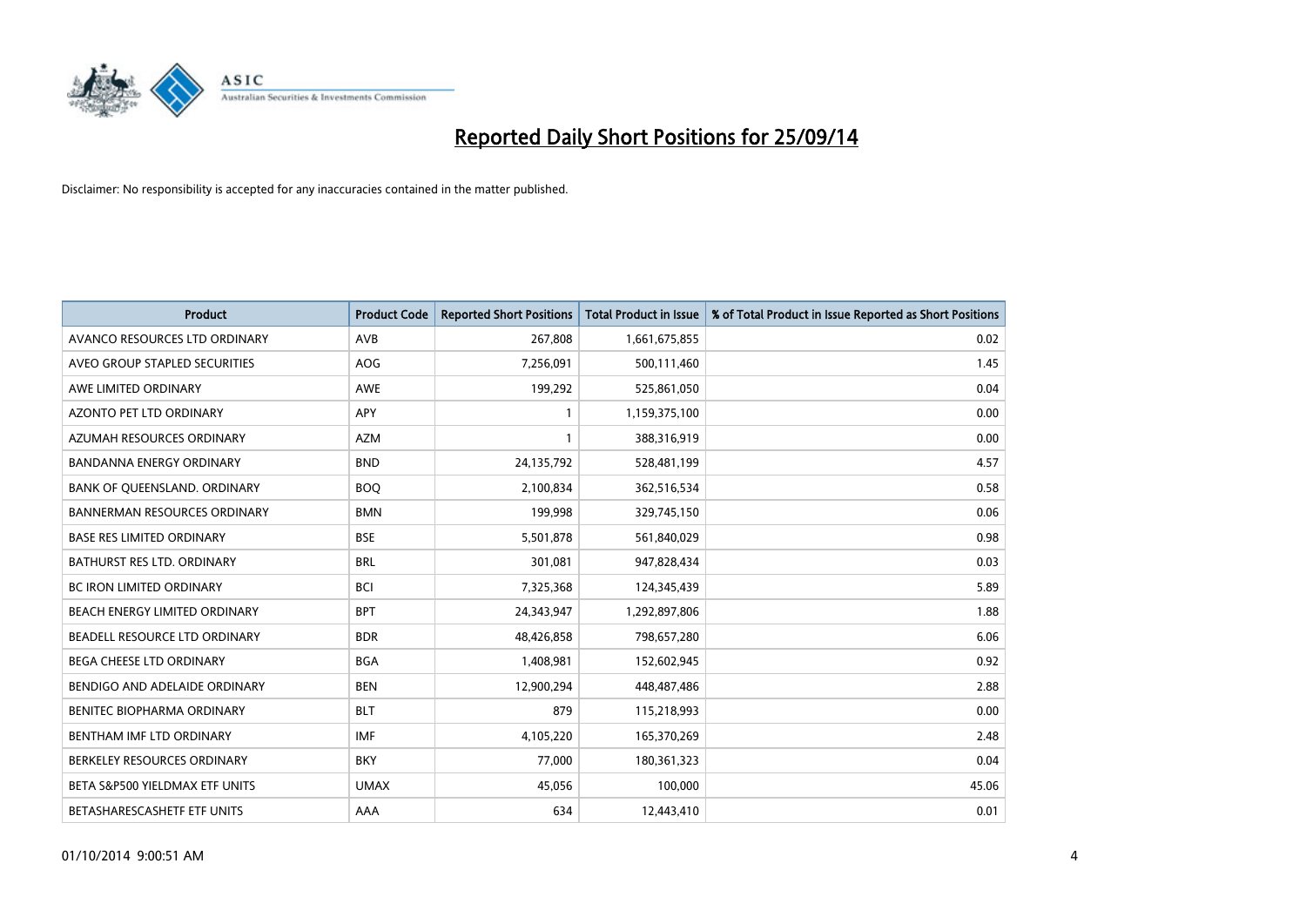# Reported Daily Short Positions for 25/09/14

Disclaimer: No responsibility is accepted for any inaccuracies contained in the matter published.

| Product | Product Code | Reported Short Positions | Total Product in Issue | % of Total Product in Issue Reported as Short Positions |
|---|---|---|---|---|
| AVANCO RESOURCES LTD ORDINARY | AVB | 267,808 | 1,661,675,855 | 0.02 |
| AVEO GROUP STAPLED SECURITIES | AOG | 7,256,091 | 500,111,460 | 1.45 |
| AWE LIMITED ORDINARY | AWE | 199,292 | 525,861,050 | 0.04 |
| AZONTO PET LTD ORDINARY | APY | 1 | 1,159,375,100 | 0.00 |
| AZUMAH RESOURCES ORDINARY | AZM | 1 | 388,316,919 | 0.00 |
| BANDANNA ENERGY ORDINARY | BND | 24,135,792 | 528,481,199 | 4.57 |
| BANK OF QUEENSLAND. ORDINARY | BOQ | 2,100,834 | 362,516,534 | 0.58 |
| BANNERMAN RESOURCES ORDINARY | BMN | 199,998 | 329,745,150 | 0.06 |
| BASE RES LIMITED ORDINARY | BSE | 5,501,878 | 561,840,029 | 0.98 |
| BATHURST RES LTD. ORDINARY | BRL | 301,081 | 947,828,434 | 0.03 |
| BC IRON LIMITED ORDINARY | BCI | 7,325,368 | 124,345,439 | 5.89 |
| BEACH ENERGY LIMITED ORDINARY | BPT | 24,343,947 | 1,292,897,806 | 1.88 |
| BEADELL RESOURCE LTD ORDINARY | BDR | 48,426,858 | 798,657,280 | 6.06 |
| BEGA CHEESE LTD ORDINARY | BGA | 1,408,981 | 152,602,945 | 0.92 |
| BENDIGO AND ADELAIDE ORDINARY | BEN | 12,900,294 | 448,487,486 | 2.88 |
| BENITEC BIOPHARMA ORDINARY | BLT | 879 | 115,218,993 | 0.00 |
| BENTHAM IMF LTD ORDINARY | IMF | 4,105,220 | 165,370,269 | 2.48 |
| BERKELEY RESOURCES ORDINARY | BKY | 77,000 | 180,361,323 | 0.04 |
| BETA S&P500 YIELDMAX ETF UNITS | UMAX | 45,056 | 100,000 | 45.06 |
| BETASHARESCASHETF ETF UNITS | AAA | 634 | 12,443,410 | 0.01 |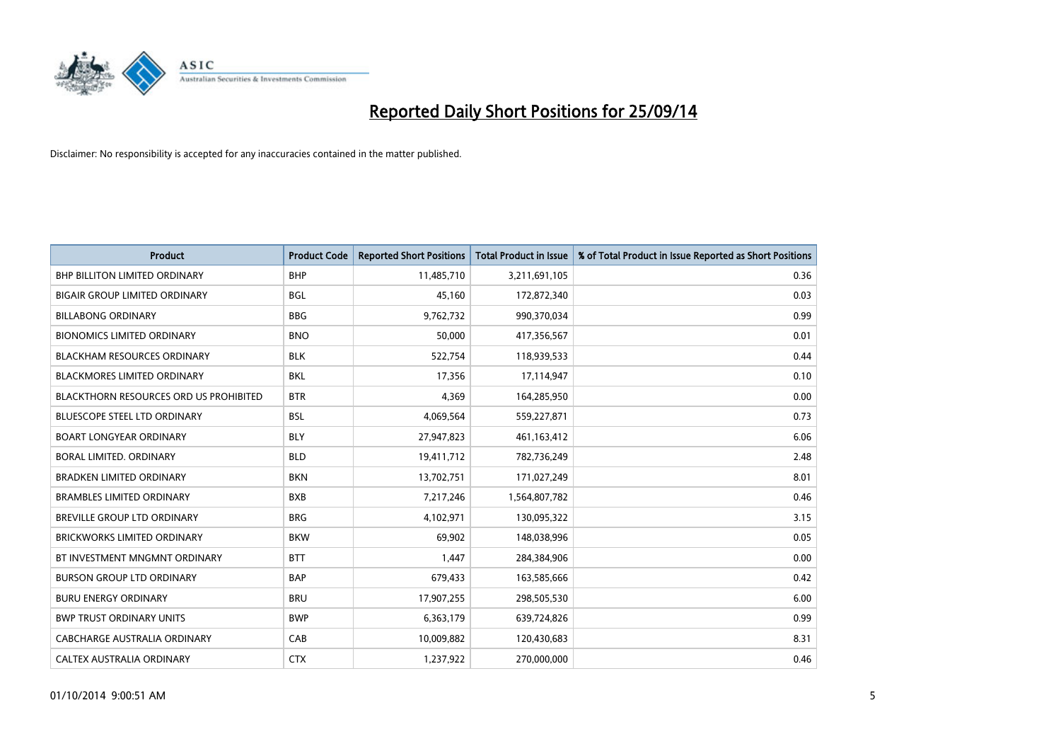# Reported Daily Short Positions for 25/09/14

Disclaimer: No responsibility is accepted for any inaccuracies contained in the matter published.

| Product | Product Code | Reported Short Positions | Total Product in Issue | % of Total Product in Issue Reported as Short Positions |
|---|---|---|---|---|
| BHP BILLITON LIMITED ORDINARY | BHP | 11,485,710 | 3,211,691,105 | 0.36 |
| BIGAIR GROUP LIMITED ORDINARY | BGL | 45,160 | 172,872,340 | 0.03 |
| BILLABONG ORDINARY | BBG | 9,762,732 | 990,370,034 | 0.99 |
| BIONOMICS LIMITED ORDINARY | BNO | 50,000 | 417,356,567 | 0.01 |
| BLACKHAM RESOURCES ORDINARY | BLK | 522,754 | 118,939,533 | 0.44 |
| BLACKMORES LIMITED ORDINARY | BKL | 17,356 | 17,114,947 | 0.10 |
| BLACKTHORN RESOURCES ORD US PROHIBITED | BTR | 4,369 | 164,285,950 | 0.00 |
| BLUESCOPE STEEL LTD ORDINARY | BSL | 4,069,564 | 559,227,871 | 0.73 |
| BOART LONGYEAR ORDINARY | BLY | 27,947,823 | 461,163,412 | 6.06 |
| BORAL LIMITED. ORDINARY | BLD | 19,411,712 | 782,736,249 | 2.48 |
| BRADKEN LIMITED ORDINARY | BKN | 13,702,751 | 171,027,249 | 8.01 |
| BRAMBLES LIMITED ORDINARY | BXB | 7,217,246 | 1,564,807,782 | 0.46 |
| BREVILLE GROUP LTD ORDINARY | BRG | 4,102,971 | 130,095,322 | 3.15 |
| BRICKWORKS LIMITED ORDINARY | BKW | 69,902 | 148,038,996 | 0.05 |
| BT INVESTMENT MNGMNT ORDINARY | BTT | 1,447 | 284,384,906 | 0.00 |
| BURSON GROUP LTD ORDINARY | BAP | 679,433 | 163,585,666 | 0.42 |
| BURU ENERGY ORDINARY | BRU | 17,907,255 | 298,505,530 | 6.00 |
| BWP TRUST ORDINARY UNITS | BWP | 6,363,179 | 639,724,826 | 0.99 |
| CABCHARGE AUSTRALIA ORDINARY | CAB | 10,009,882 | 120,430,683 | 8.31 |
| CALTEX AUSTRALIA ORDINARY | CTX | 1,237,922 | 270,000,000 | 0.46 |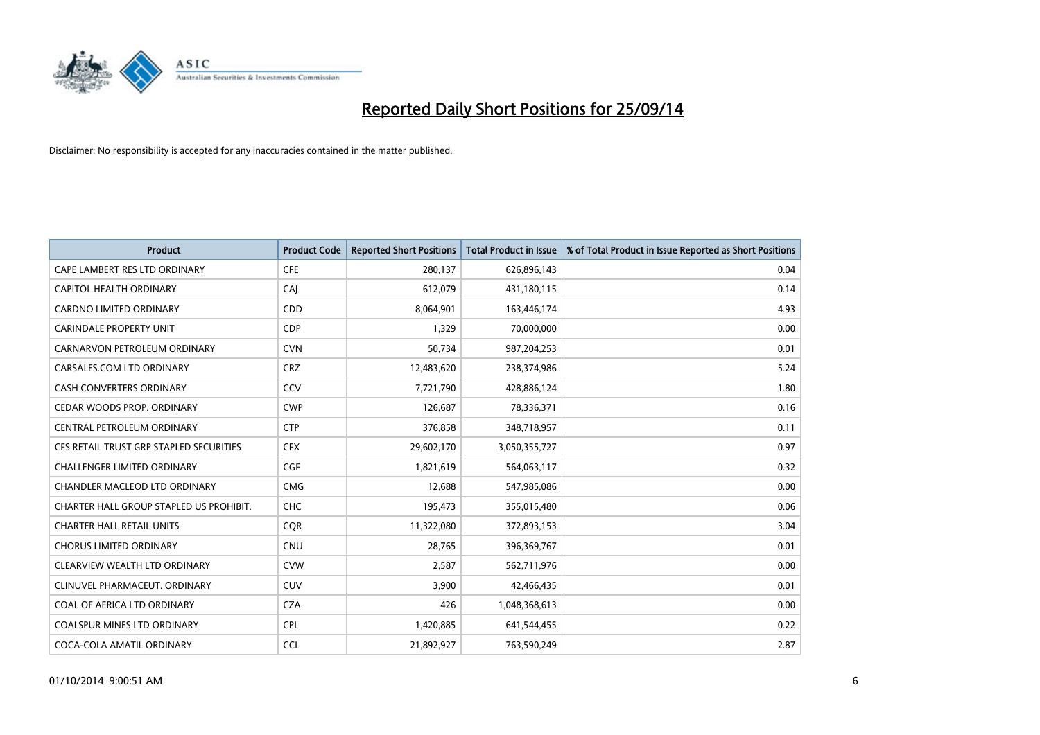# Reported Daily Short Positions for 25/09/14

Disclaimer: No responsibility is accepted for any inaccuracies contained in the matter published.

| Product | Product Code | Reported Short Positions | Total Product in Issue | % of Total Product in Issue Reported as Short Positions |
|---|---|---|---|---|
| CAPE LAMBERT RES LTD ORDINARY | CFE | 280,137 | 626,896,143 | 0.04 |
| CAPITOL HEALTH ORDINARY | CAJ | 612,079 | 431,180,115 | 0.14 |
| CARDNO LIMITED ORDINARY | CDD | 8,064,901 | 163,446,174 | 4.93 |
| CARINDALE PROPERTY UNIT | CDP | 1,329 | 70,000,000 | 0.00 |
| CARNARVON PETROLEUM ORDINARY | CVN | 50,734 | 987,204,253 | 0.01 |
| CARSALES.COM LTD ORDINARY | CRZ | 12,483,620 | 238,374,986 | 5.24 |
| CASH CONVERTERS ORDINARY | CCV | 7,721,790 | 428,886,124 | 1.80 |
| CEDAR WOODS PROP. ORDINARY | CWP | 126,687 | 78,336,371 | 0.16 |
| CENTRAL PETROLEUM ORDINARY | CTP | 376,858 | 348,718,957 | 0.11 |
| CFS RETAIL TRUST GRP STAPLED SECURITIES | CFX | 29,602,170 | 3,050,355,727 | 0.97 |
| CHALLENGER LIMITED ORDINARY | CGF | 1,821,619 | 564,063,117 | 0.32 |
| CHANDLER MACLEOD LTD ORDINARY | CMG | 12,688 | 547,985,086 | 0.00 |
| CHARTER HALL GROUP STAPLED US PROHIBIT. | CHC | 195,473 | 355,015,480 | 0.06 |
| CHARTER HALL RETAIL UNITS | CQR | 11,322,080 | 372,893,153 | 3.04 |
| CHORUS LIMITED ORDINARY | CNU | 28,765 | 396,369,767 | 0.01 |
| CLEARVIEW WEALTH LTD ORDINARY | CVW | 2,587 | 562,711,976 | 0.00 |
| CLINUVEL PHARMACEUT. ORDINARY | CUV | 3,900 | 42,466,435 | 0.01 |
| COAL OF AFRICA LTD ORDINARY | CZA | 426 | 1,048,368,613 | 0.00 |
| COALSPUR MINES LTD ORDINARY | CPL | 1,420,885 | 641,544,455 | 0.22 |
| COCA-COLA AMATIL ORDINARY | CCL | 21,892,927 | 763,590,249 | 2.87 |

01/10/2014 9:00:51 AM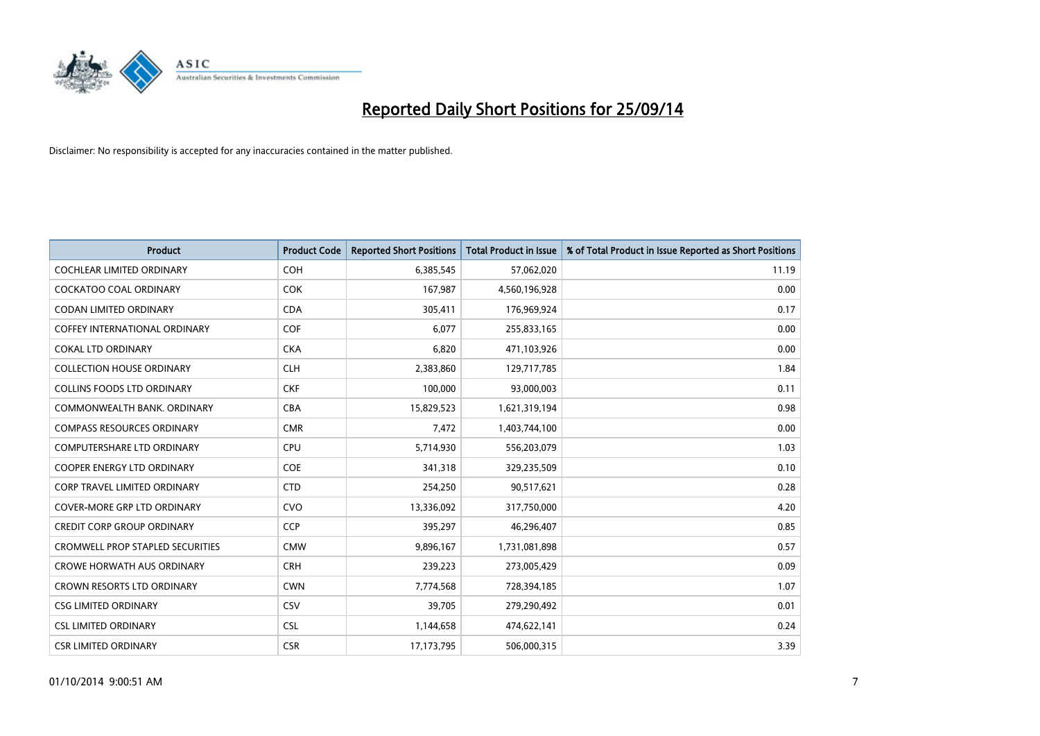# Reported Daily Short Positions for 25/09/14

Disclaimer: No responsibility is accepted for any inaccuracies contained in the matter published.

| Product | Product Code | Reported Short Positions | Total Product in Issue | % of Total Product in Issue Reported as Short Positions |
| --- | --- | --- | --- | --- |
| COCHLEAR LIMITED ORDINARY | COH | 6,385,545 | 57,062,020 | 11.19 |
| COCKATOO COAL ORDINARY | COK | 167,987 | 4,560,196,928 | 0.00 |
| CODAN LIMITED ORDINARY | CDA | 305,411 | 176,969,924 | 0.17 |
| COFFEY INTERNATIONAL ORDINARY | COF | 6,077 | 255,833,165 | 0.00 |
| COKAL LTD ORDINARY | CKA | 6,820 | 471,103,926 | 0.00 |
| COLLECTION HOUSE ORDINARY | CLH | 2,383,860 | 129,717,785 | 1.84 |
| COLLINS FOODS LTD ORDINARY | CKF | 100,000 | 93,000,003 | 0.11 |
| COMMONWEALTH BANK. ORDINARY | CBA | 15,829,523 | 1,621,319,194 | 0.98 |
| COMPASS RESOURCES ORDINARY | CMR | 7,472 | 1,403,744,100 | 0.00 |
| COMPUTERSHARE LTD ORDINARY | CPU | 5,714,930 | 556,203,079 | 1.03 |
| COOPER ENERGY LTD ORDINARY | COE | 341,318 | 329,235,509 | 0.10 |
| CORP TRAVEL LIMITED ORDINARY | CTD | 254,250 | 90,517,621 | 0.28 |
| COVER-MORE GRP LTD ORDINARY | CVO | 13,336,092 | 317,750,000 | 4.20 |
| CREDIT CORP GROUP ORDINARY | CCP | 395,297 | 46,296,407 | 0.85 |
| CROMWELL PROP STAPLED SECURITIES | CMW | 9,896,167 | 1,731,081,898 | 0.57 |
| CROWE HORWATH AUS ORDINARY | CRH | 239,223 | 273,005,429 | 0.09 |
| CROWN RESORTS LTD ORDINARY | CWN | 7,774,568 | 728,394,185 | 1.07 |
| CSG LIMITED ORDINARY | CSV | 39,705 | 279,290,492 | 0.01 |
| CSL LIMITED ORDINARY | CSL | 1,144,658 | 474,622,141 | 0.24 |
| CSR LIMITED ORDINARY | CSR | 17,173,795 | 506,000,315 | 3.39 |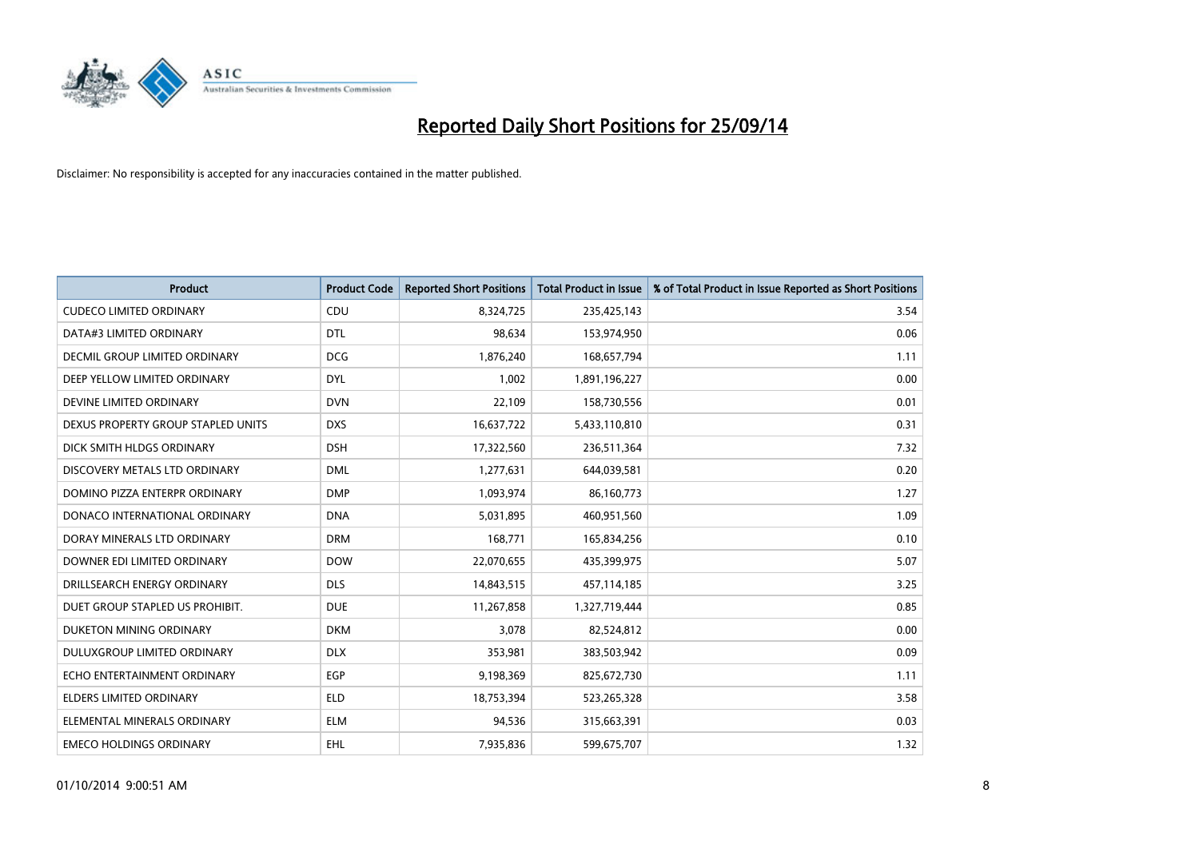# Reported Daily Short Positions for 25/09/14

Disclaimer: No responsibility is accepted for any inaccuracies contained in the matter published.

| Product | Product Code | Reported Short Positions | Total Product in Issue | % of Total Product in Issue Reported as Short Positions |
|---|---|---|---|---|
| CUDECO LIMITED ORDINARY | CDU | 8,324,725 | 235,425,143 | 3.54 |
| DATA#3 LIMITED ORDINARY | DTL | 98,634 | 153,974,950 | 0.06 |
| DECMIL GROUP LIMITED ORDINARY | DCG | 1,876,240 | 168,657,794 | 1.11 |
| DEEP YELLOW LIMITED ORDINARY | DYL | 1,002 | 1,891,196,227 | 0.00 |
| DEVINE LIMITED ORDINARY | DVN | 22,109 | 158,730,556 | 0.01 |
| DEXUS PROPERTY GROUP STAPLED UNITS | DXS | 16,637,722 | 5,433,110,810 | 0.31 |
| DICK SMITH HLDGS ORDINARY | DSH | 17,322,560 | 236,511,364 | 7.32 |
| DISCOVERY METALS LTD ORDINARY | DML | 1,277,631 | 644,039,581 | 0.20 |
| DOMINO PIZZA ENTERPR ORDINARY | DMP | 1,093,974 | 86,160,773 | 1.27 |
| DONACO INTERNATIONAL ORDINARY | DNA | 5,031,895 | 460,951,560 | 1.09 |
| DORAY MINERALS LTD ORDINARY | DRM | 168,771 | 165,834,256 | 0.10 |
| DOWNER EDI LIMITED ORDINARY | DOW | 22,070,655 | 435,399,975 | 5.07 |
| DRILLSEARCH ENERGY ORDINARY | DLS | 14,843,515 | 457,114,185 | 3.25 |
| DUET GROUP STAPLED US PROHIBIT. | DUE | 11,267,858 | 1,327,719,444 | 0.85 |
| DUKETON MINING ORDINARY | DKM | 3,078 | 82,524,812 | 0.00 |
| DULUXGROUP LIMITED ORDINARY | DLX | 353,981 | 383,503,942 | 0.09 |
| ECHO ENTERTAINMENT ORDINARY | EGP | 9,198,369 | 825,672,730 | 1.11 |
| ELDERS LIMITED ORDINARY | ELD | 18,753,394 | 523,265,328 | 3.58 |
| ELEMENTAL MINERALS ORDINARY | ELM | 94,536 | 315,663,391 | 0.03 |
| EMECO HOLDINGS ORDINARY | EHL | 7,935,836 | 599,675,707 | 1.32 |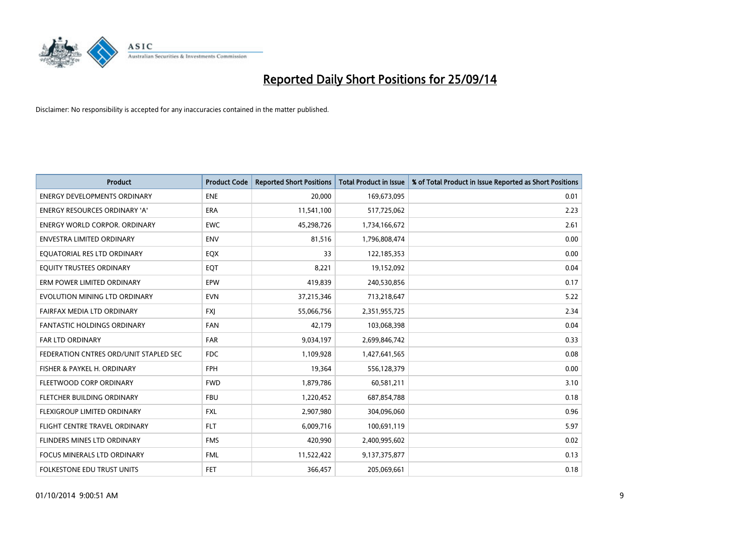# Reported Daily Short Positions for 25/09/14

Disclaimer: No responsibility is accepted for any inaccuracies contained in the matter published.

| Product | Product Code | Reported Short Positions | Total Product in Issue | % of Total Product in Issue Reported as Short Positions |
|---|---|---|---|---|
| ENERGY DEVELOPMENTS ORDINARY | ENE | 20,000 | 169,673,095 | 0.01 |
| ENERGY RESOURCES ORDINARY 'A' | ERA | 11,541,100 | 517,725,062 | 2.23 |
| ENERGY WORLD CORPOR. ORDINARY | EWC | 45,298,726 | 1,734,166,672 | 2.61 |
| ENVESTRA LIMITED ORDINARY | ENV | 81,516 | 1,796,808,474 | 0.00 |
| EQUATORIAL RES LTD ORDINARY | EQX | 33 | 122,185,353 | 0.00 |
| EQUITY TRUSTEES ORDINARY | EQT | 8,221 | 19,152,092 | 0.04 |
| ERM POWER LIMITED ORDINARY | EPW | 419,839 | 240,530,856 | 0.17 |
| EVOLUTION MINING LTD ORDINARY | EVN | 37,215,346 | 713,218,647 | 5.22 |
| FAIRFAX MEDIA LTD ORDINARY | FXJ | 55,066,756 | 2,351,955,725 | 2.34 |
| FANTASTIC HOLDINGS ORDINARY | FAN | 42,179 | 103,068,398 | 0.04 |
| FAR LTD ORDINARY | FAR | 9,034,197 | 2,699,846,742 | 0.33 |
| FEDERATION CNTRES ORD/UNIT STAPLED SEC | FDC | 1,109,928 | 1,427,641,565 | 0.08 |
| FISHER & PAYKEL H. ORDINARY | FPH | 19,364 | 556,128,379 | 0.00 |
| FLEETWOOD CORP ORDINARY | FWD | 1,879,786 | 60,581,211 | 3.10 |
| FLETCHER BUILDING ORDINARY | FBU | 1,220,452 | 687,854,788 | 0.18 |
| FLEXIGROUP LIMITED ORDINARY | FXL | 2,907,980 | 304,096,060 | 0.96 |
| FLIGHT CENTRE TRAVEL ORDINARY | FLT | 6,009,716 | 100,691,119 | 5.97 |
| FLINDERS MINES LTD ORDINARY | FMS | 420,990 | 2,400,995,602 | 0.02 |
| FOCUS MINERALS LTD ORDINARY | FML | 11,522,422 | 9,137,375,877 | 0.13 |
| FOLKESTONE EDU TRUST UNITS | FET | 366,457 | 205,069,661 | 0.18 |

01/10/2014 9:00:51 AM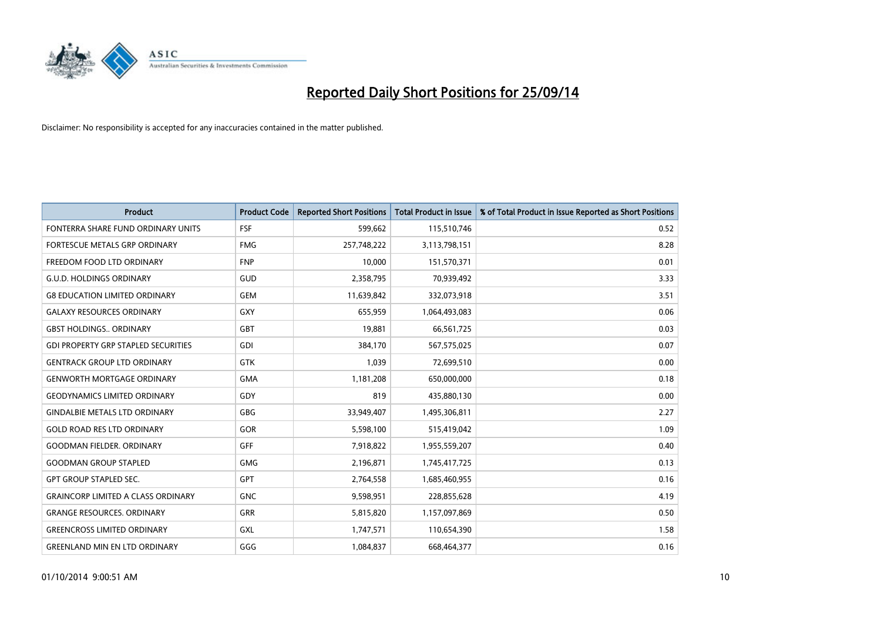# Reported Daily Short Positions for 25/09/14

Disclaimer: No responsibility is accepted for any inaccuracies contained in the matter published.

| Product | Product Code | Reported Short Positions | Total Product in Issue | % of Total Product in Issue Reported as Short Positions |
|---|---|---|---|---|
| FONTERRA SHARE FUND ORDINARY UNITS | FSF | 599,662 | 115,510,746 | 0.52 |
| FORTESCUE METALS GRP ORDINARY | FMG | 257,748,222 | 3,113,798,151 | 8.28 |
| FREEDOM FOOD LTD ORDINARY | FNP | 10,000 | 151,570,371 | 0.01 |
| G.U.D. HOLDINGS ORDINARY | GUD | 2,358,795 | 70,939,492 | 3.33 |
| G8 EDUCATION LIMITED ORDINARY | GEM | 11,639,842 | 332,073,918 | 3.51 |
| GALAXY RESOURCES ORDINARY | GXY | 655,959 | 1,064,493,083 | 0.06 |
| GBST HOLDINGS.. ORDINARY | GBT | 19,881 | 66,561,725 | 0.03 |
| GDI PROPERTY GRP STAPLED SECURITIES | GDI | 384,170 | 567,575,025 | 0.07 |
| GENTRACK GROUP LTD ORDINARY | GTK | 1,039 | 72,699,510 | 0.00 |
| GENWORTH MORTGAGE ORDINARY | GMA | 1,181,208 | 650,000,000 | 0.18 |
| GEODYNAMICS LIMITED ORDINARY | GDY | 819 | 435,880,130 | 0.00 |
| GINDALBIE METALS LTD ORDINARY | GBG | 33,949,407 | 1,495,306,811 | 2.27 |
| GOLD ROAD RES LTD ORDINARY | GOR | 5,598,100 | 515,419,042 | 1.09 |
| GOODMAN FIELDER. ORDINARY | GFF | 7,918,822 | 1,955,559,207 | 0.40 |
| GOODMAN GROUP STAPLED | GMG | 2,196,871 | 1,745,417,725 | 0.13 |
| GPT GROUP STAPLED SEC. | GPT | 2,764,558 | 1,685,460,955 | 0.16 |
| GRAINCORP LIMITED A CLASS ORDINARY | GNC | 9,598,951 | 228,855,628 | 4.19 |
| GRANGE RESOURCES. ORDINARY | GRR | 5,815,820 | 1,157,097,869 | 0.50 |
| GREENCROSS LIMITED ORDINARY | GXL | 1,747,571 | 110,654,390 | 1.58 |
| GREENLAND MIN EN LTD ORDINARY | GGG | 1,084,837 | 668,464,377 | 0.16 |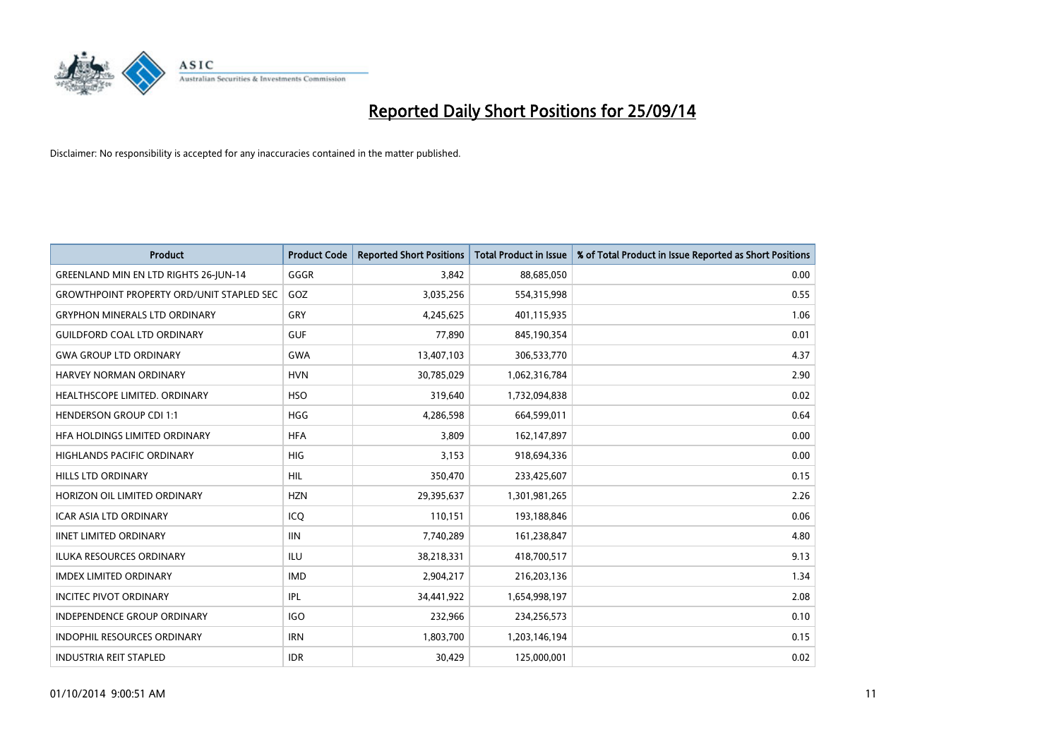# Reported Daily Short Positions for 25/09/14

Disclaimer: No responsibility is accepted for any inaccuracies contained in the matter published.

| Product | Product Code | Reported Short Positions | Total Product in Issue | % of Total Product in Issue Reported as Short Positions |
|---|---|---|---|---|
| GREENLAND MIN EN LTD RIGHTS 26-JUN-14 | GGGR | 3,842 | 88,685,050 | 0.00 |
| GROWTHPOINT PROPERTY ORD/UNIT STAPLED SEC | GOZ | 3,035,256 | 554,315,998 | 0.55 |
| GRYPHON MINERALS LTD ORDINARY | GRY | 4,245,625 | 401,115,935 | 1.06 |
| GUILDFORD COAL LTD ORDINARY | GUF | 77,890 | 845,190,354 | 0.01 |
| GWA GROUP LTD ORDINARY | GWA | 13,407,103 | 306,533,770 | 4.37 |
| HARVEY NORMAN ORDINARY | HVN | 30,785,029 | 1,062,316,784 | 2.90 |
| HEALTHSCOPE LIMITED. ORDINARY | HSO | 319,640 | 1,732,094,838 | 0.02 |
| HENDERSON GROUP CDI 1:1 | HGG | 4,286,598 | 664,599,011 | 0.64 |
| HFA HOLDINGS LIMITED ORDINARY | HFA | 3,809 | 162,147,897 | 0.00 |
| HIGHLANDS PACIFIC ORDINARY | HIG | 3,153 | 918,694,336 | 0.00 |
| HILLS LTD ORDINARY | HIL | 350,470 | 233,425,607 | 0.15 |
| HORIZON OIL LIMITED ORDINARY | HZN | 29,395,637 | 1,301,981,265 | 2.26 |
| ICAR ASIA LTD ORDINARY | ICQ | 110,151 | 193,188,846 | 0.06 |
| IINET LIMITED ORDINARY | IIN | 7,740,289 | 161,238,847 | 4.80 |
| ILUKA RESOURCES ORDINARY | ILU | 38,218,331 | 418,700,517 | 9.13 |
| IMDEX LIMITED ORDINARY | IMD | 2,904,217 | 216,203,136 | 1.34 |
| INCITEC PIVOT ORDINARY | IPL | 34,441,922 | 1,654,998,197 | 2.08 |
| INDEPENDENCE GROUP ORDINARY | IGO | 232,966 | 234,256,573 | 0.10 |
| INDOPHIL RESOURCES ORDINARY | IRN | 1,803,700 | 1,203,146,194 | 0.15 |
| INDUSTRIA REIT STAPLED | IDR | 30,429 | 125,000,001 | 0.02 |

01/10/2014 9:00:51 AM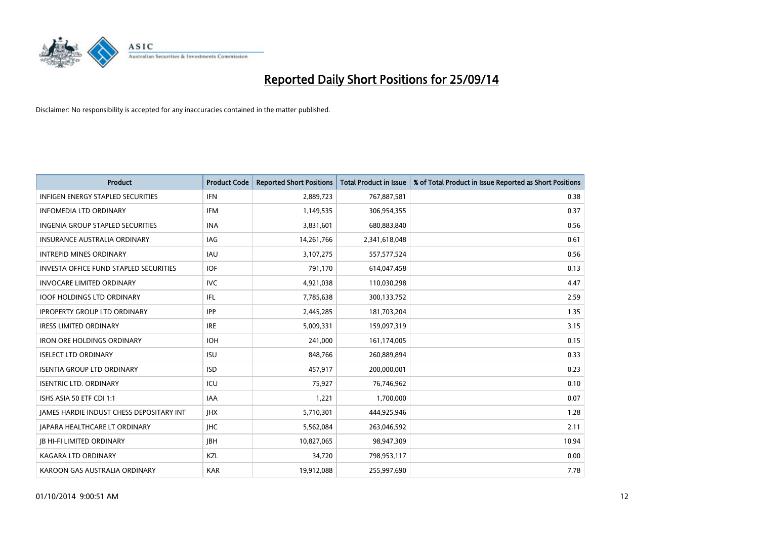# Reported Daily Short Positions for 25/09/14

Disclaimer: No responsibility is accepted for any inaccuracies contained in the matter published.

| Product | Product Code | Reported Short Positions | Total Product in Issue | % of Total Product in Issue Reported as Short Positions |
|---|---|---|---|---|
| INFIGEN ENERGY STAPLED SECURITIES | IFN | 2,889,723 | 767,887,581 | 0.38 |
| INFOMEDIA LTD ORDINARY | IFM | 1,149,535 | 306,954,355 | 0.37 |
| INGENIA GROUP STAPLED SECURITIES | INA | 3,831,601 | 680,883,840 | 0.56 |
| INSURANCE AUSTRALIA ORDINARY | IAG | 14,261,766 | 2,341,618,048 | 0.61 |
| INTREPID MINES ORDINARY | IAU | 3,107,275 | 557,577,524 | 0.56 |
| INVESTA OFFICE FUND STAPLED SECURITIES | IOF | 791,170 | 614,047,458 | 0.13 |
| INVOCARE LIMITED ORDINARY | IVC | 4,921,038 | 110,030,298 | 4.47 |
| IOOF HOLDINGS LTD ORDINARY | IFL | 7,785,638 | 300,133,752 | 2.59 |
| IPROPERTY GROUP LTD ORDINARY | IPP | 2,445,285 | 181,703,204 | 1.35 |
| IRESS LIMITED ORDINARY | IRE | 5,009,331 | 159,097,319 | 3.15 |
| IRON ORE HOLDINGS ORDINARY | IOH | 241,000 | 161,174,005 | 0.15 |
| ISELECT LTD ORDINARY | ISU | 848,766 | 260,889,894 | 0.33 |
| ISENTIA GROUP LTD ORDINARY | ISD | 457,917 | 200,000,001 | 0.23 |
| ISENTRIC LTD. ORDINARY | ICU | 75,927 | 76,746,962 | 0.10 |
| ISHS ASIA 50 ETF CDI 1:1 | IAA | 1,221 | 1,700,000 | 0.07 |
| JAMES HARDIE INDUST CHESS DEPOSITARY INT | JHX | 5,710,301 | 444,925,946 | 1.28 |
| JAPARA HEALTHCARE LT ORDINARY | JHC | 5,562,084 | 263,046,592 | 2.11 |
| JB HI-FI LIMITED ORDINARY | JBH | 10,827,065 | 98,947,309 | 10.94 |
| KAGARA LTD ORDINARY | KZL | 34,720 | 798,953,117 | 0.00 |
| KAROON GAS AUSTRALIA ORDINARY | KAR | 19,912,088 | 255,997,690 | 7.78 |

01/10/2014 9:00:51 AM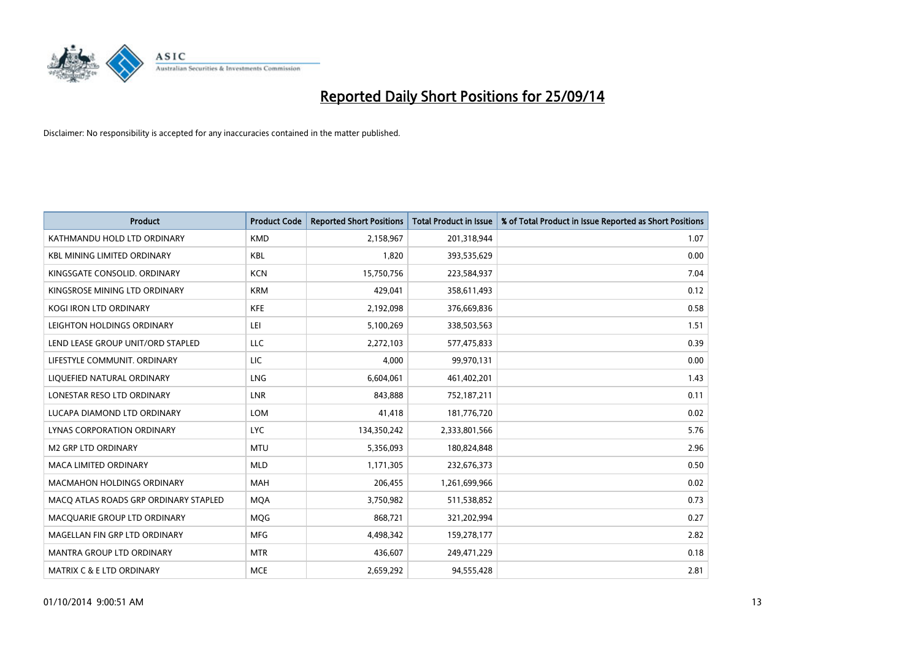# Reported Daily Short Positions for 25/09/14

Disclaimer: No responsibility is accepted for any inaccuracies contained in the matter published.

| Product | Product Code | Reported Short Positions | Total Product in Issue | % of Total Product in Issue Reported as Short Positions |
|---|---|---|---|---|
| KATHMANDU HOLD LTD ORDINARY | KMD | 2,158,967 | 201,318,944 | 1.07 |
| KBL MINING LIMITED ORDINARY | KBL | 1,820 | 393,535,629 | 0.00 |
| KINGSGATE CONSOLID. ORDINARY | KCN | 15,750,756 | 223,584,937 | 7.04 |
| KINGSROSE MINING LTD ORDINARY | KRM | 429,041 | 358,611,493 | 0.12 |
| KOGI IRON LTD ORDINARY | KFE | 2,192,098 | 376,669,836 | 0.58 |
| LEIGHTON HOLDINGS ORDINARY | LEI | 5,100,269 | 338,503,563 | 1.51 |
| LEND LEASE GROUP UNIT/ORD STAPLED | LLC | 2,272,103 | 577,475,833 | 0.39 |
| LIFESTYLE COMMUNIT. ORDINARY | LIC | 4,000 | 99,970,131 | 0.00 |
| LIQUEFIED NATURAL ORDINARY | LNG | 6,604,061 | 461,402,201 | 1.43 |
| LONESTAR RESO LTD ORDINARY | LNR | 843,888 | 752,187,211 | 0.11 |
| LUCAPA DIAMOND LTD ORDINARY | LOM | 41,418 | 181,776,720 | 0.02 |
| LYNAS CORPORATION ORDINARY | LYC | 134,350,242 | 2,333,801,566 | 5.76 |
| M2 GRP LTD ORDINARY | MTU | 5,356,093 | 180,824,848 | 2.96 |
| MACA LIMITED ORDINARY | MLD | 1,171,305 | 232,676,373 | 0.50 |
| MACMAHON HOLDINGS ORDINARY | MAH | 206,455 | 1,261,699,966 | 0.02 |
| MACQ ATLAS ROADS GRP ORDINARY STAPLED | MQA | 3,750,982 | 511,538,852 | 0.73 |
| MACQUARIE GROUP LTD ORDINARY | MQG | 868,721 | 321,202,994 | 0.27 |
| MAGELLAN FIN GRP LTD ORDINARY | MFG | 4,498,342 | 159,278,177 | 2.82 |
| MANTRA GROUP LTD ORDINARY | MTR | 436,607 | 249,471,229 | 0.18 |
| MATRIX C & E LTD ORDINARY | MCE | 2,659,292 | 94,555,428 | 2.81 |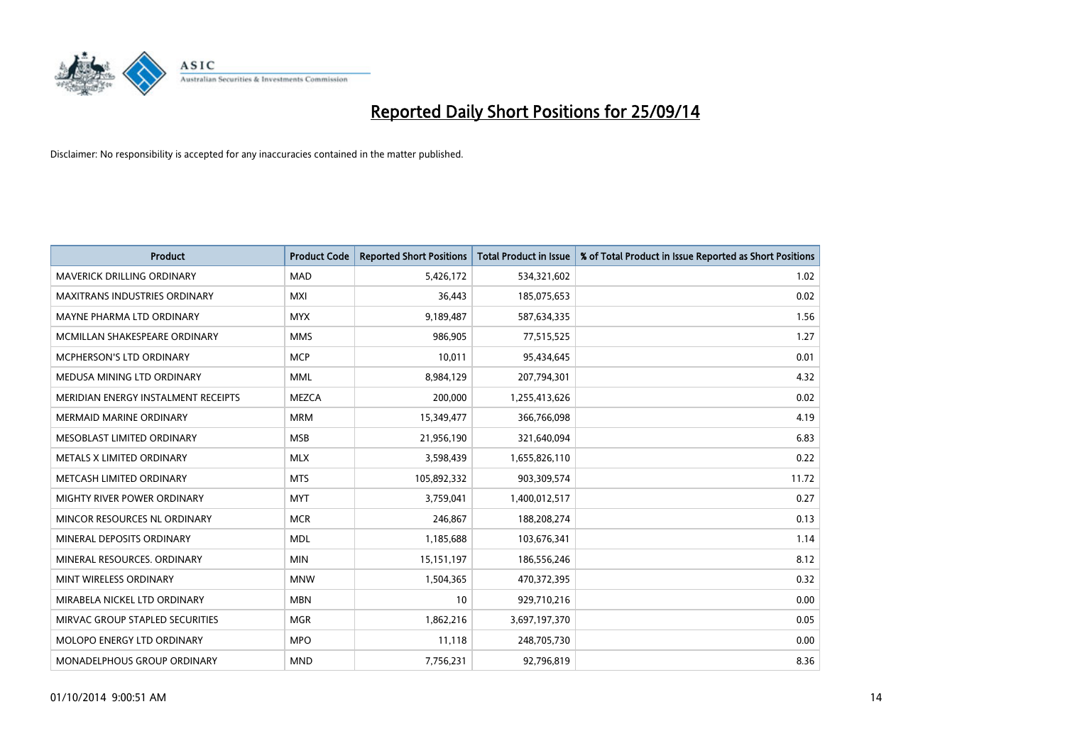# Reported Daily Short Positions for 25/09/14

Disclaimer: No responsibility is accepted for any inaccuracies contained in the matter published.

| Product | Product Code | Reported Short Positions | Total Product in Issue | % of Total Product in Issue Reported as Short Positions |
|---|---|---|---|---|
| MAVERICK DRILLING ORDINARY | MAD | 5,426,172 | 534,321,602 | 1.02 |
| MAXITRANS INDUSTRIES ORDINARY | MXI | 36,443 | 185,075,653 | 0.02 |
| MAYNE PHARMA LTD ORDINARY | MYX | 9,189,487 | 587,634,335 | 1.56 |
| MCMILLAN SHAKESPEARE ORDINARY | MMS | 986,905 | 77,515,525 | 1.27 |
| MCPHERSON'S LTD ORDINARY | MCP | 10,011 | 95,434,645 | 0.01 |
| MEDUSA MINING LTD ORDINARY | MML | 8,984,129 | 207,794,301 | 4.32 |
| MERIDIAN ENERGY INSTALMENT RECEIPTS | MEZCA | 200,000 | 1,255,413,626 | 0.02 |
| MERMAID MARINE ORDINARY | MRM | 15,349,477 | 366,766,098 | 4.19 |
| MESOBLAST LIMITED ORDINARY | MSB | 21,956,190 | 321,640,094 | 6.83 |
| METALS X LIMITED ORDINARY | MLX | 3,598,439 | 1,655,826,110 | 0.22 |
| METCASH LIMITED ORDINARY | MTS | 105,892,332 | 903,309,574 | 11.72 |
| MIGHTY RIVER POWER ORDINARY | MYT | 3,759,041 | 1,400,012,517 | 0.27 |
| MINCOR RESOURCES NL ORDINARY | MCR | 246,867 | 188,208,274 | 0.13 |
| MINERAL DEPOSITS ORDINARY | MDL | 1,185,688 | 103,676,341 | 1.14 |
| MINERAL RESOURCES. ORDINARY | MIN | 15,151,197 | 186,556,246 | 8.12 |
| MINT WIRELESS ORDINARY | MNW | 1,504,365 | 470,372,395 | 0.32 |
| MIRABELA NICKEL LTD ORDINARY | MBN | 10 | 929,710,216 | 0.00 |
| MIRVAC GROUP STAPLED SECURITIES | MGR | 1,862,216 | 3,697,197,370 | 0.05 |
| MOLOPO ENERGY LTD ORDINARY | MPO | 11,118 | 248,705,730 | 0.00 |
| MONADELPHOUS GROUP ORDINARY | MND | 7,756,231 | 92,796,819 | 8.36 |

01/10/2014 9:00:51 AM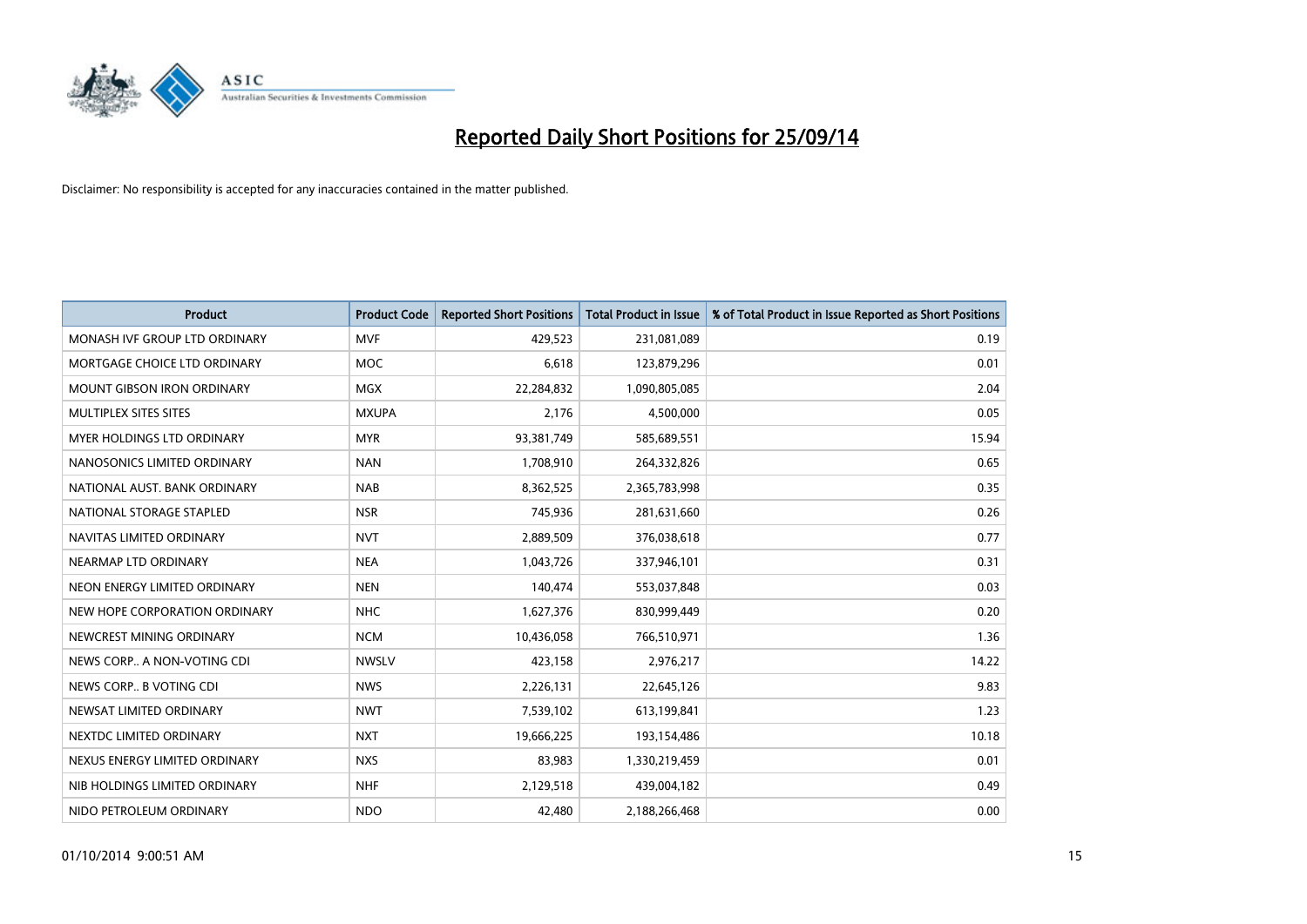# Reported Daily Short Positions for 25/09/14

Disclaimer: No responsibility is accepted for any inaccuracies contained in the matter published.

| Product | Product Code | Reported Short Positions | Total Product in Issue | % of Total Product in Issue Reported as Short Positions |
|---|---|---|---|---|
| MONASH IVF GROUP LTD ORDINARY | MVF | 429,523 | 231,081,089 | 0.19 |
| MORTGAGE CHOICE LTD ORDINARY | MOC | 6,618 | 123,879,296 | 0.01 |
| MOUNT GIBSON IRON ORDINARY | MGX | 22,284,832 | 1,090,805,085 | 2.04 |
| MULTIPLEX SITES SITES | MXUPA | 2,176 | 4,500,000 | 0.05 |
| MYER HOLDINGS LTD ORDINARY | MYR | 93,381,749 | 585,689,551 | 15.94 |
| NANOSONICS LIMITED ORDINARY | NAN | 1,708,910 | 264,332,826 | 0.65 |
| NATIONAL AUST. BANK ORDINARY | NAB | 8,362,525 | 2,365,783,998 | 0.35 |
| NATIONAL STORAGE STAPLED | NSR | 745,936 | 281,631,660 | 0.26 |
| NAVITAS LIMITED ORDINARY | NVT | 2,889,509 | 376,038,618 | 0.77 |
| NEARMAP LTD ORDINARY | NEA | 1,043,726 | 337,946,101 | 0.31 |
| NEON ENERGY LIMITED ORDINARY | NEN | 140,474 | 553,037,848 | 0.03 |
| NEW HOPE CORPORATION ORDINARY | NHC | 1,627,376 | 830,999,449 | 0.20 |
| NEWCREST MINING ORDINARY | NCM | 10,436,058 | 766,510,971 | 1.36 |
| NEWS CORP.. A NON-VOTING CDI | NWSLV | 423,158 | 2,976,217 | 14.22 |
| NEWS CORP.. B VOTING CDI | NWS | 2,226,131 | 22,645,126 | 9.83 |
| NEWSAT LIMITED ORDINARY | NWT | 7,539,102 | 613,199,841 | 1.23 |
| NEXTDC LIMITED ORDINARY | NXT | 19,666,225 | 193,154,486 | 10.18 |
| NEXUS ENERGY LIMITED ORDINARY | NXS | 83,983 | 1,330,219,459 | 0.01 |
| NIB HOLDINGS LIMITED ORDINARY | NHF | 2,129,518 | 439,004,182 | 0.49 |
| NIDO PETROLEUM ORDINARY | NDO | 42,480 | 2,188,266,468 | 0.00 |

01/10/2014 9:00:51 AM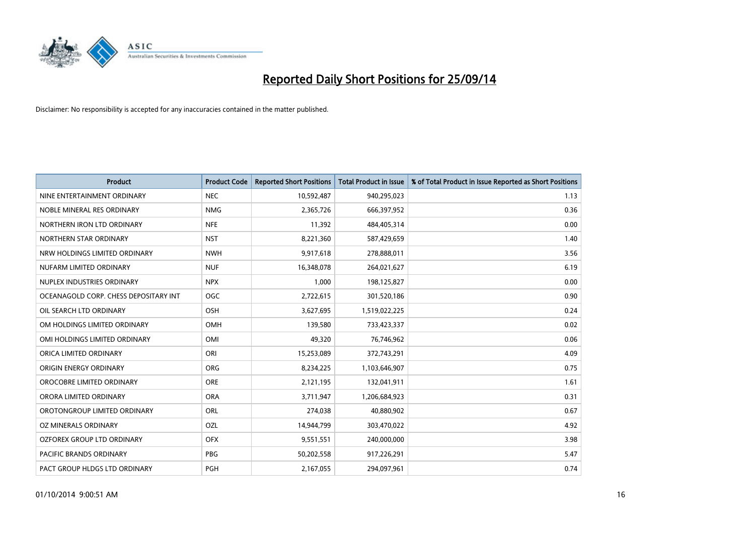# Reported Daily Short Positions for 25/09/14

Disclaimer: No responsibility is accepted for any inaccuracies contained in the matter published.

| Product | Product Code | Reported Short Positions | Total Product in Issue | % of Total Product in Issue Reported as Short Positions |
|---|---|---|---|---|
| NINE ENTERTAINMENT ORDINARY | NEC | 10,592,487 | 940,295,023 | 1.13 |
| NOBLE MINERAL RES ORDINARY | NMG | 2,365,726 | 666,397,952 | 0.36 |
| NORTHERN IRON LTD ORDINARY | NFE | 11,392 | 484,405,314 | 0.00 |
| NORTHERN STAR ORDINARY | NST | 8,221,360 | 587,429,659 | 1.40 |
| NRW HOLDINGS LIMITED ORDINARY | NWH | 9,917,618 | 278,888,011 | 3.56 |
| NUFARM LIMITED ORDINARY | NUF | 16,348,078 | 264,021,627 | 6.19 |
| NUPLEX INDUSTRIES ORDINARY | NPX | 1,000 | 198,125,827 | 0.00 |
| OCEANAGOLD CORP. CHESS DEPOSITARY INT | OGC | 2,722,615 | 301,520,186 | 0.90 |
| OIL SEARCH LTD ORDINARY | OSH | 3,627,695 | 1,519,022,225 | 0.24 |
| OM HOLDINGS LIMITED ORDINARY | OMH | 139,580 | 733,423,337 | 0.02 |
| OMI HOLDINGS LIMITED ORDINARY | OMI | 49,320 | 76,746,962 | 0.06 |
| ORICA LIMITED ORDINARY | ORI | 15,253,089 | 372,743,291 | 4.09 |
| ORIGIN ENERGY ORDINARY | ORG | 8,234,225 | 1,103,646,907 | 0.75 |
| OROCOBRE LIMITED ORDINARY | ORE | 2,121,195 | 132,041,911 | 1.61 |
| ORORA LIMITED ORDINARY | ORA | 3,711,947 | 1,206,684,923 | 0.31 |
| OROTONGROUP LIMITED ORDINARY | ORL | 274,038 | 40,880,902 | 0.67 |
| OZ MINERALS ORDINARY | OZL | 14,944,799 | 303,470,022 | 4.92 |
| OZFOREX GROUP LTD ORDINARY | OFX | 9,551,551 | 240,000,000 | 3.98 |
| PACIFIC BRANDS ORDINARY | PBG | 50,202,558 | 917,226,291 | 5.47 |
| PACT GROUP HLDGS LTD ORDINARY | PGH | 2,167,055 | 294,097,961 | 0.74 |

01/10/2014 9:00:51 AM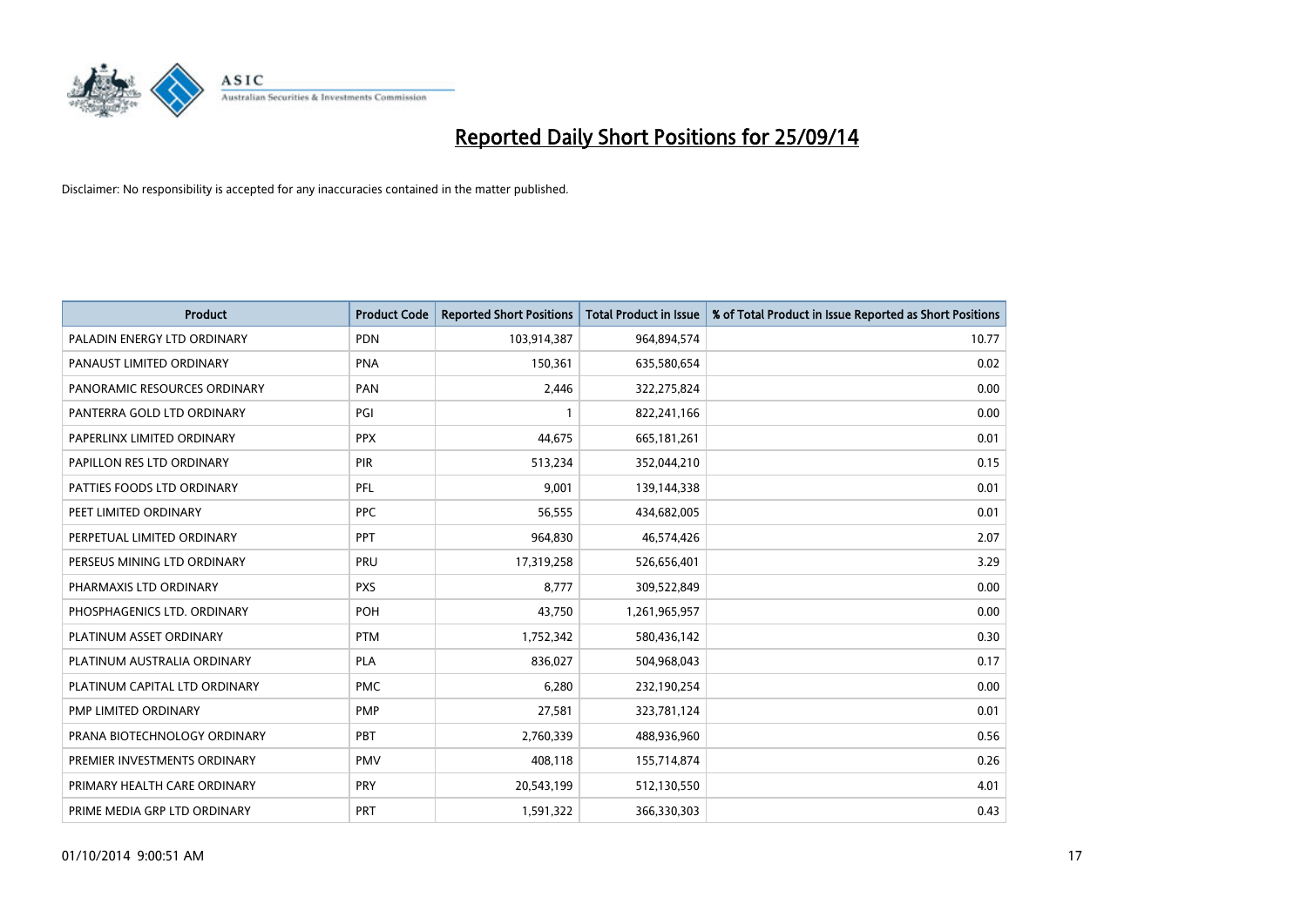# Reported Daily Short Positions for 25/09/14

Disclaimer: No responsibility is accepted for any inaccuracies contained in the matter published.

| Product | Product Code | Reported Short Positions | Total Product in Issue | % of Total Product in Issue Reported as Short Positions |
|---|---|---|---|---|
| PALADIN ENERGY LTD ORDINARY | PDN | 103,914,387 | 964,894,574 | 10.77 |
| PANAUST LIMITED ORDINARY | PNA | 150,361 | 635,580,654 | 0.02 |
| PANORAMIC RESOURCES ORDINARY | PAN | 2,446 | 322,275,824 | 0.00 |
| PANTERRA GOLD LTD ORDINARY | PGI | 1 | 822,241,166 | 0.00 |
| PAPERLINX LIMITED ORDINARY | PPX | 44,675 | 665,181,261 | 0.01 |
| PAPILLON RES LTD ORDINARY | PIR | 513,234 | 352,044,210 | 0.15 |
| PATTIES FOODS LTD ORDINARY | PFL | 9,001 | 139,144,338 | 0.01 |
| PEET LIMITED ORDINARY | PPC | 56,555 | 434,682,005 | 0.01 |
| PERPETUAL LIMITED ORDINARY | PPT | 964,830 | 46,574,426 | 2.07 |
| PERSEUS MINING LTD ORDINARY | PRU | 17,319,258 | 526,656,401 | 3.29 |
| PHARMAXIS LTD ORDINARY | PXS | 8,777 | 309,522,849 | 0.00 |
| PHOSPHAGENICS LTD. ORDINARY | POH | 43,750 | 1,261,965,957 | 0.00 |
| PLATINUM ASSET ORDINARY | PTM | 1,752,342 | 580,436,142 | 0.30 |
| PLATINUM AUSTRALIA ORDINARY | PLA | 836,027 | 504,968,043 | 0.17 |
| PLATINUM CAPITAL LTD ORDINARY | PMC | 6,280 | 232,190,254 | 0.00 |
| PMP LIMITED ORDINARY | PMP | 27,581 | 323,781,124 | 0.01 |
| PRANA BIOTECHNOLOGY ORDINARY | PBT | 2,760,339 | 488,936,960 | 0.56 |
| PREMIER INVESTMENTS ORDINARY | PMV | 408,118 | 155,714,874 | 0.26 |
| PRIMARY HEALTH CARE ORDINARY | PRY | 20,543,199 | 512,130,550 | 4.01 |
| PRIME MEDIA GRP LTD ORDINARY | PRT | 1,591,322 | 366,330,303 | 0.43 |

01/10/2014 9:00:51 AM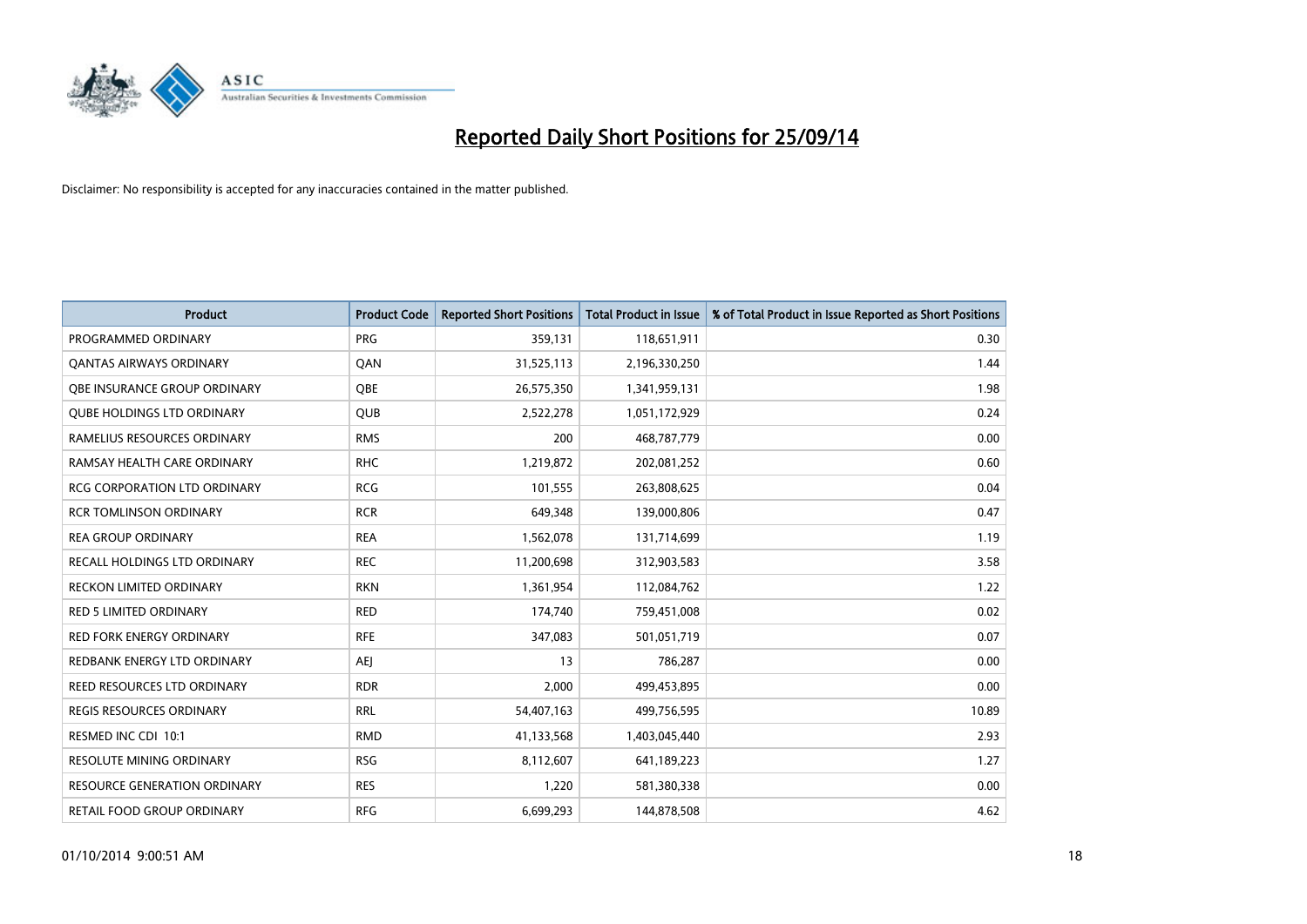# Reported Daily Short Positions for 25/09/14

Disclaimer: No responsibility is accepted for any inaccuracies contained in the matter published.

| Product | Product Code | Reported Short Positions | Total Product in Issue | % of Total Product in Issue Reported as Short Positions |
|---|---|---|---|---|
| PROGRAMMED ORDINARY | PRG | 359,131 | 118,651,911 | 0.30 |
| QANTAS AIRWAYS ORDINARY | QAN | 31,525,113 | 2,196,330,250 | 1.44 |
| QBE INSURANCE GROUP ORDINARY | QBE | 26,575,350 | 1,341,959,131 | 1.98 |
| QUBE HOLDINGS LTD ORDINARY | QUB | 2,522,278 | 1,051,172,929 | 0.24 |
| RAMELIUS RESOURCES ORDINARY | RMS | 200 | 468,787,779 | 0.00 |
| RAMSAY HEALTH CARE ORDINARY | RHC | 1,219,872 | 202,081,252 | 0.60 |
| RCG CORPORATION LTD ORDINARY | RCG | 101,555 | 263,808,625 | 0.04 |
| RCR TOMLINSON ORDINARY | RCR | 649,348 | 139,000,806 | 0.47 |
| REA GROUP ORDINARY | REA | 1,562,078 | 131,714,699 | 1.19 |
| RECALL HOLDINGS LTD ORDINARY | REC | 11,200,698 | 312,903,583 | 3.58 |
| RECKON LIMITED ORDINARY | RKN | 1,361,954 | 112,084,762 | 1.22 |
| RED 5 LIMITED ORDINARY | RED | 174,740 | 759,451,008 | 0.02 |
| RED FORK ENERGY ORDINARY | RFE | 347,083 | 501,051,719 | 0.07 |
| REDBANK ENERGY LTD ORDINARY | AEJ | 13 | 786,287 | 0.00 |
| REED RESOURCES LTD ORDINARY | RDR | 2,000 | 499,453,895 | 0.00 |
| REGIS RESOURCES ORDINARY | RRL | 54,407,163 | 499,756,595 | 10.89 |
| RESMED INC CDI 10:1 | RMD | 41,133,568 | 1,403,045,440 | 2.93 |
| RESOLUTE MINING ORDINARY | RSG | 8,112,607 | 641,189,223 | 1.27 |
| RESOURCE GENERATION ORDINARY | RES | 1,220 | 581,380,338 | 0.00 |
| RETAIL FOOD GROUP ORDINARY | RFG | 6,699,293 | 144,878,508 | 4.62 |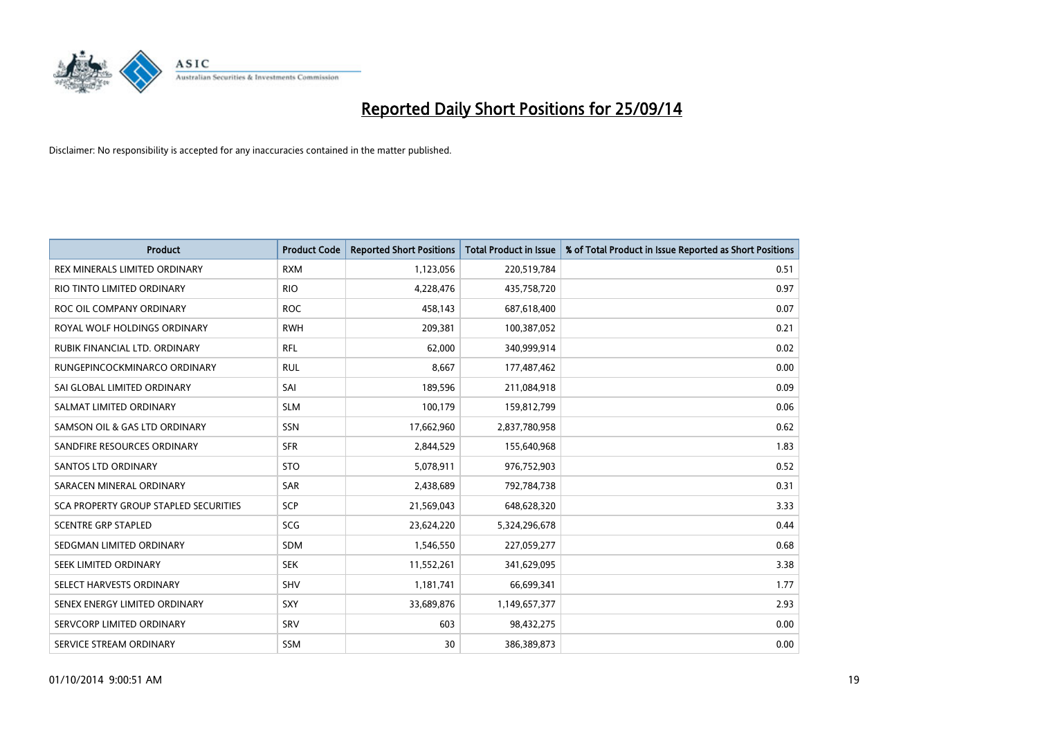# Reported Daily Short Positions for 25/09/14

Disclaimer: No responsibility is accepted for any inaccuracies contained in the matter published.

| Product | Product Code | Reported Short Positions | Total Product in Issue | % of Total Product in Issue Reported as Short Positions |
|---|---|---|---|---|
| REX MINERALS LIMITED ORDINARY | RXM | 1,123,056 | 220,519,784 | 0.51 |
| RIO TINTO LIMITED ORDINARY | RIO | 4,228,476 | 435,758,720 | 0.97 |
| ROC OIL COMPANY ORDINARY | ROC | 458,143 | 687,618,400 | 0.07 |
| ROYAL WOLF HOLDINGS ORDINARY | RWH | 209,381 | 100,387,052 | 0.21 |
| RUBIK FINANCIAL LTD. ORDINARY | RFL | 62,000 | 340,999,914 | 0.02 |
| RUNGEPINCOCKMINARCO ORDINARY | RUL | 8,667 | 177,487,462 | 0.00 |
| SAI GLOBAL LIMITED ORDINARY | SAI | 189,596 | 211,084,918 | 0.09 |
| SALMAT LIMITED ORDINARY | SLM | 100,179 | 159,812,799 | 0.06 |
| SAMSON OIL & GAS LTD ORDINARY | SSN | 17,662,960 | 2,837,780,958 | 0.62 |
| SANDFIRE RESOURCES ORDINARY | SFR | 2,844,529 | 155,640,968 | 1.83 |
| SANTOS LTD ORDINARY | STO | 5,078,911 | 976,752,903 | 0.52 |
| SARACEN MINERAL ORDINARY | SAR | 2,438,689 | 792,784,738 | 0.31 |
| SCA PROPERTY GROUP STAPLED SECURITIES | SCP | 21,569,043 | 648,628,320 | 3.33 |
| SCENTRE GRP STAPLED | SCG | 23,624,220 | 5,324,296,678 | 0.44 |
| SEDGMAN LIMITED ORDINARY | SDM | 1,546,550 | 227,059,277 | 0.68 |
| SEEK LIMITED ORDINARY | SEK | 11,552,261 | 341,629,095 | 3.38 |
| SELECT HARVESTS ORDINARY | SHV | 1,181,741 | 66,699,341 | 1.77 |
| SENEX ENERGY LIMITED ORDINARY | SXY | 33,689,876 | 1,149,657,377 | 2.93 |
| SERVCORP LIMITED ORDINARY | SRV | 603 | 98,432,275 | 0.00 |
| SERVICE STREAM ORDINARY | SSM | 30 | 386,389,873 | 0.00 |

01/10/2014 9:00:51 AM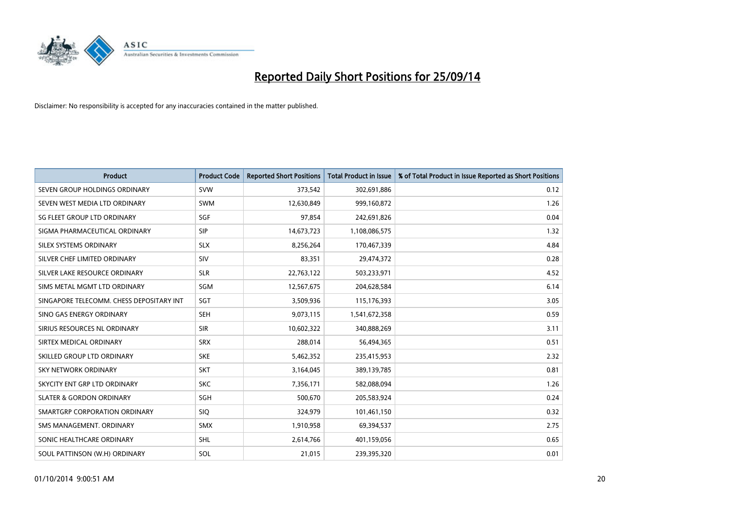# Reported Daily Short Positions for 25/09/14

Disclaimer: No responsibility is accepted for any inaccuracies contained in the matter published.

| Product | Product Code | Reported Short Positions | Total Product in Issue | % of Total Product in Issue Reported as Short Positions |
|---|---|---|---|---|
| SEVEN GROUP HOLDINGS ORDINARY | SVW | 373,542 | 302,691,886 | 0.12 |
| SEVEN WEST MEDIA LTD ORDINARY | SWM | 12,630,849 | 999,160,872 | 1.26 |
| SG FLEET GROUP LTD ORDINARY | SGF | 97,854 | 242,691,826 | 0.04 |
| SIGMA PHARMACEUTICAL ORDINARY | SIP | 14,673,723 | 1,108,086,575 | 1.32 |
| SILEX SYSTEMS ORDINARY | SLX | 8,256,264 | 170,467,339 | 4.84 |
| SILVER CHEF LIMITED ORDINARY | SIV | 83,351 | 29,474,372 | 0.28 |
| SILVER LAKE RESOURCE ORDINARY | SLR | 22,763,122 | 503,233,971 | 4.52 |
| SIMS METAL MGMT LTD ORDINARY | SGM | 12,567,675 | 204,628,584 | 6.14 |
| SINGAPORE TELECOMM. CHESS DEPOSITARY INT | SGT | 3,509,936 | 115,176,393 | 3.05 |
| SINO GAS ENERGY ORDINARY | SEH | 9,073,115 | 1,541,672,358 | 0.59 |
| SIRIUS RESOURCES NL ORDINARY | SIR | 10,602,322 | 340,888,269 | 3.11 |
| SIRTEX MEDICAL ORDINARY | SRX | 288,014 | 56,494,365 | 0.51 |
| SKILLED GROUP LTD ORDINARY | SKE | 5,462,352 | 235,415,953 | 2.32 |
| SKY NETWORK ORDINARY | SKT | 3,164,045 | 389,139,785 | 0.81 |
| SKYCITY ENT GRP LTD ORDINARY | SKC | 7,356,171 | 582,088,094 | 1.26 |
| SLATER & GORDON ORDINARY | SGH | 500,670 | 205,583,924 | 0.24 |
| SMARTGRP CORPORATION ORDINARY | SIQ | 324,979 | 101,461,150 | 0.32 |
| SMS MANAGEMENT. ORDINARY | SMX | 1,910,958 | 69,394,537 | 2.75 |
| SONIC HEALTHCARE ORDINARY | SHL | 2,614,766 | 401,159,056 | 0.65 |
| SOUL PATTINSON (W.H) ORDINARY | SOL | 21,015 | 239,395,320 | 0.01 |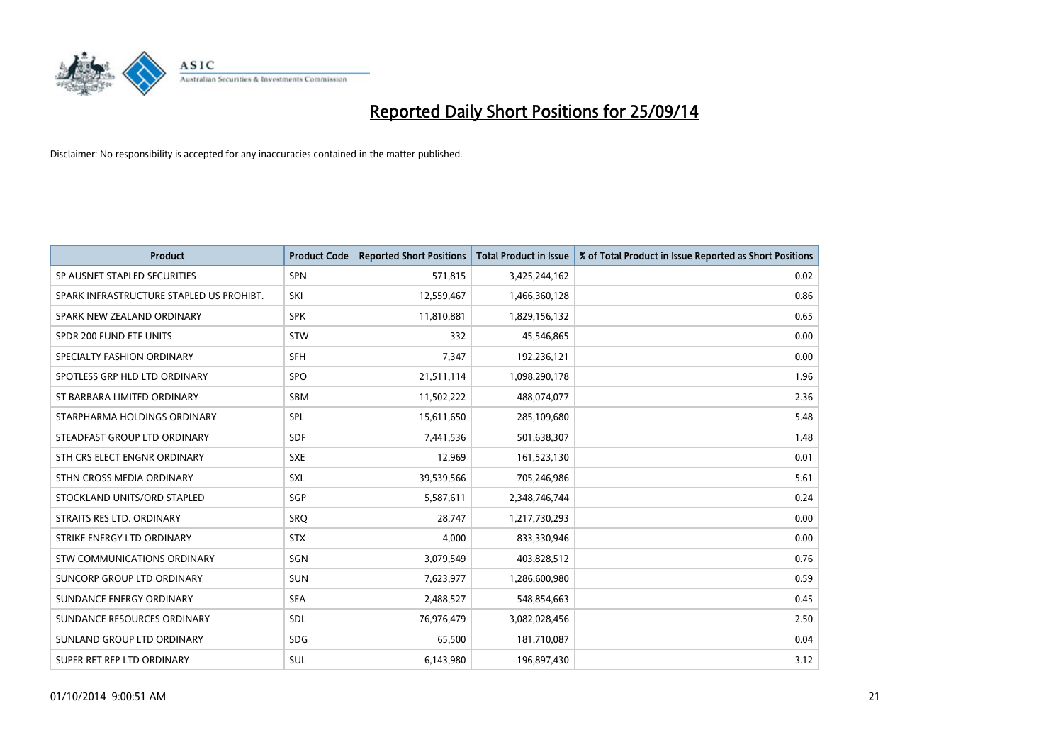# Reported Daily Short Positions for 25/09/14

Disclaimer: No responsibility is accepted for any inaccuracies contained in the matter published.

| Product | Product Code | Reported Short Positions | Total Product in Issue | % of Total Product in Issue Reported as Short Positions |
|---|---|---|---|---|
| SP AUSNET STAPLED SECURITIES | SPN | 571,815 | 3,425,244,162 | 0.02 |
| SPARK INFRASTRUCTURE STAPLED US PROHIBT. | SKI | 12,559,467 | 1,466,360,128 | 0.86 |
| SPARK NEW ZEALAND ORDINARY | SPK | 11,810,881 | 1,829,156,132 | 0.65 |
| SPDR 200 FUND ETF UNITS | STW | 332 | 45,546,865 | 0.00 |
| SPECIALTY FASHION ORDINARY | SFH | 7,347 | 192,236,121 | 0.00 |
| SPOTLESS GRP HLD LTD ORDINARY | SPO | 21,511,114 | 1,098,290,178 | 1.96 |
| ST BARBARA LIMITED ORDINARY | SBM | 11,502,222 | 488,074,077 | 2.36 |
| STARPHARMA HOLDINGS ORDINARY | SPL | 15,611,650 | 285,109,680 | 5.48 |
| STEADFAST GROUP LTD ORDINARY | SDF | 7,441,536 | 501,638,307 | 1.48 |
| STH CRS ELECT ENGNR ORDINARY | SXE | 12,969 | 161,523,130 | 0.01 |
| STHN CROSS MEDIA ORDINARY | SXL | 39,539,566 | 705,246,986 | 5.61 |
| STOCKLAND UNITS/ORD STAPLED | SGP | 5,587,611 | 2,348,746,744 | 0.24 |
| STRAITS RES LTD. ORDINARY | SRQ | 28,747 | 1,217,730,293 | 0.00 |
| STRIKE ENERGY LTD ORDINARY | STX | 4,000 | 833,330,946 | 0.00 |
| STW COMMUNICATIONS ORDINARY | SGN | 3,079,549 | 403,828,512 | 0.76 |
| SUNCORP GROUP LTD ORDINARY | SUN | 7,623,977 | 1,286,600,980 | 0.59 |
| SUNDANCE ENERGY ORDINARY | SEA | 2,488,527 | 548,854,663 | 0.45 |
| SUNDANCE RESOURCES ORDINARY | SDL | 76,976,479 | 3,082,028,456 | 2.50 |
| SUNLAND GROUP LTD ORDINARY | SDG | 65,500 | 181,710,087 | 0.04 |
| SUPER RET REP LTD ORDINARY | SUL | 6,143,980 | 196,897,430 | 3.12 |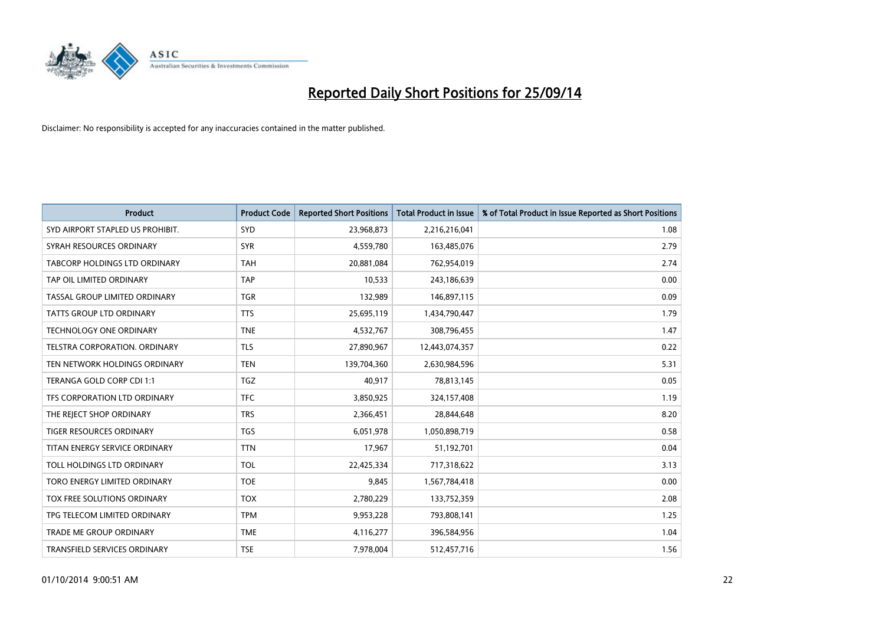# Reported Daily Short Positions for 25/09/14

Disclaimer: No responsibility is accepted for any inaccuracies contained in the matter published.

| Product | Product Code | Reported Short Positions | Total Product in Issue | % of Total Product in Issue Reported as Short Positions |
|---|---|---|---|---|
| SYD AIRPORT STAPLED US PROHIBIT. | SYD | 23,968,873 | 2,216,216,041 | 1.08 |
| SYRAH RESOURCES ORDINARY | SYR | 4,559,780 | 163,485,076 | 2.79 |
| TABCORP HOLDINGS LTD ORDINARY | TAH | 20,881,084 | 762,954,019 | 2.74 |
| TAP OIL LIMITED ORDINARY | TAP | 10,533 | 243,186,639 | 0.00 |
| TASSAL GROUP LIMITED ORDINARY | TGR | 132,989 | 146,897,115 | 0.09 |
| TATTS GROUP LTD ORDINARY | TTS | 25,695,119 | 1,434,790,447 | 1.79 |
| TECHNOLOGY ONE ORDINARY | TNE | 4,532,767 | 308,796,455 | 1.47 |
| TELSTRA CORPORATION. ORDINARY | TLS | 27,890,967 | 12,443,074,357 | 0.22 |
| TEN NETWORK HOLDINGS ORDINARY | TEN | 139,704,360 | 2,630,984,596 | 5.31 |
| TERANGA GOLD CORP CDI 1:1 | TGZ | 40,917 | 78,813,145 | 0.05 |
| TFS CORPORATION LTD ORDINARY | TFC | 3,850,925 | 324,157,408 | 1.19 |
| THE REJECT SHOP ORDINARY | TRS | 2,366,451 | 28,844,648 | 8.20 |
| TIGER RESOURCES ORDINARY | TGS | 6,051,978 | 1,050,898,719 | 0.58 |
| TITAN ENERGY SERVICE ORDINARY | TTN | 17,967 | 51,192,701 | 0.04 |
| TOLL HOLDINGS LTD ORDINARY | TOL | 22,425,334 | 717,318,622 | 3.13 |
| TORO ENERGY LIMITED ORDINARY | TOE | 9,845 | 1,567,784,418 | 0.00 |
| TOX FREE SOLUTIONS ORDINARY | TOX | 2,780,229 | 133,752,359 | 2.08 |
| TPG TELECOM LIMITED ORDINARY | TPM | 9,953,228 | 793,808,141 | 1.25 |
| TRADE ME GROUP ORDINARY | TME | 4,116,277 | 396,584,956 | 1.04 |
| TRANSFIELD SERVICES ORDINARY | TSE | 7,978,004 | 512,457,716 | 1.56 |

01/10/2014 9:00:51 AM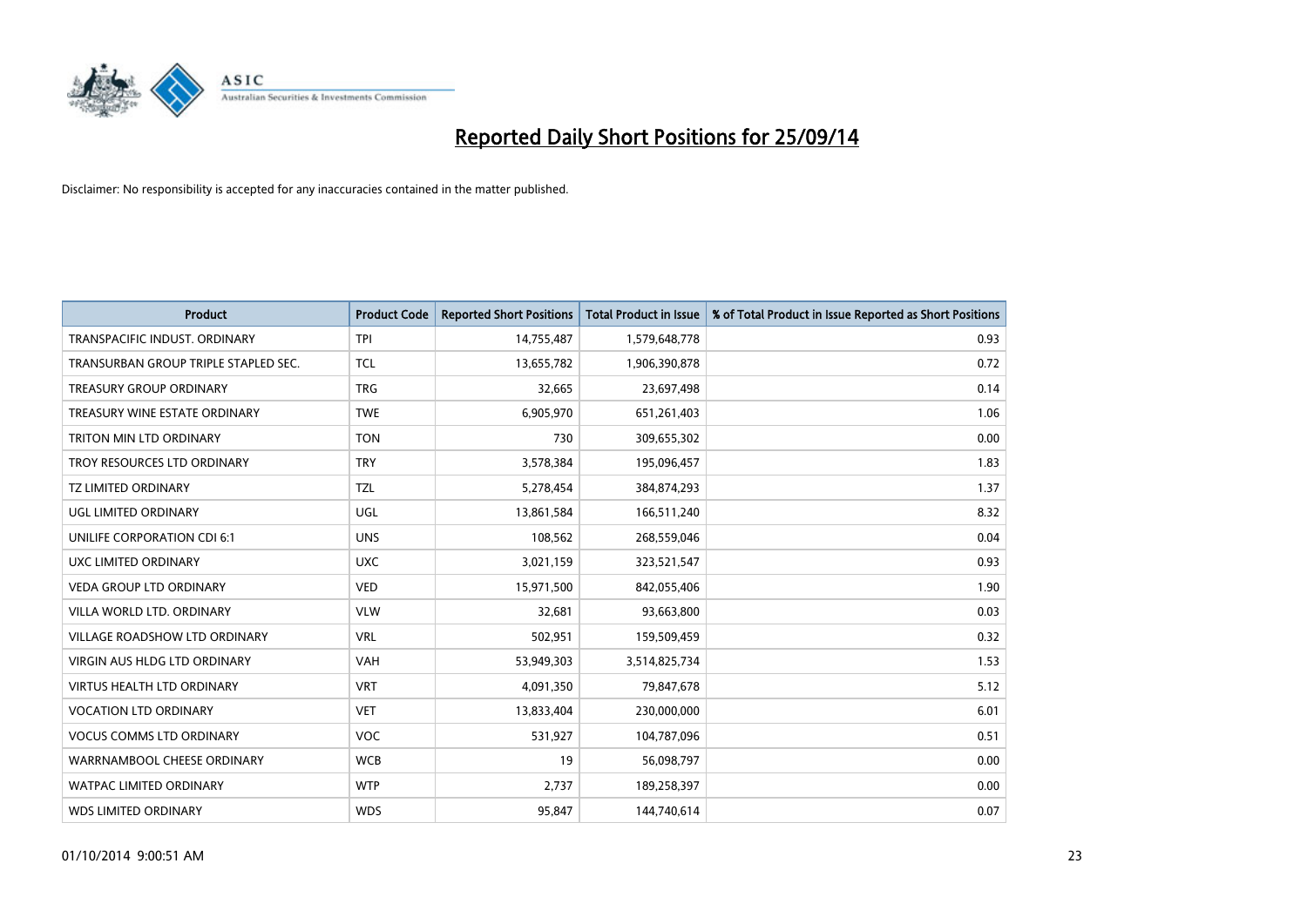# Reported Daily Short Positions for 25/09/14

Disclaimer: No responsibility is accepted for any inaccuracies contained in the matter published.

| Product | Product Code | Reported Short Positions | Total Product in Issue | % of Total Product in Issue Reported as Short Positions |
| --- | --- | --- | --- | --- |
| TRANSPACIFIC INDUST. ORDINARY | TPI | 14,755,487 | 1,579,648,778 | 0.93 |
| TRANSURBAN GROUP TRIPLE STAPLED SEC. | TCL | 13,655,782 | 1,906,390,878 | 0.72 |
| TREASURY GROUP ORDINARY | TRG | 32,665 | 23,697,498 | 0.14 |
| TREASURY WINE ESTATE ORDINARY | TWE | 6,905,970 | 651,261,403 | 1.06 |
| TRITON MIN LTD ORDINARY | TON | 730 | 309,655,302 | 0.00 |
| TROY RESOURCES LTD ORDINARY | TRY | 3,578,384 | 195,096,457 | 1.83 |
| TZ LIMITED ORDINARY | TZL | 5,278,454 | 384,874,293 | 1.37 |
| UGL LIMITED ORDINARY | UGL | 13,861,584 | 166,511,240 | 8.32 |
| UNILIFE CORPORATION CDI 6:1 | UNS | 108,562 | 268,559,046 | 0.04 |
| UXC LIMITED ORDINARY | UXC | 3,021,159 | 323,521,547 | 0.93 |
| VEDA GROUP LTD ORDINARY | VED | 15,971,500 | 842,055,406 | 1.90 |
| VILLA WORLD LTD. ORDINARY | VLW | 32,681 | 93,663,800 | 0.03 |
| VILLAGE ROADSHOW LTD ORDINARY | VRL | 502,951 | 159,509,459 | 0.32 |
| VIRGIN AUS HLDG LTD ORDINARY | VAH | 53,949,303 | 3,514,825,734 | 1.53 |
| VIRTUS HEALTH LTD ORDINARY | VRT | 4,091,350 | 79,847,678 | 5.12 |
| VOCATION LTD ORDINARY | VET | 13,833,404 | 230,000,000 | 6.01 |
| VOCUS COMMS LTD ORDINARY | VOC | 531,927 | 104,787,096 | 0.51 |
| WARRNAMBOOL CHEESE ORDINARY | WCB | 19 | 56,098,797 | 0.00 |
| WATPAC LIMITED ORDINARY | WTP | 2,737 | 189,258,397 | 0.00 |
| WDS LIMITED ORDINARY | WDS | 95,847 | 144,740,614 | 0.07 |

01/10/2014 9:00:51 AM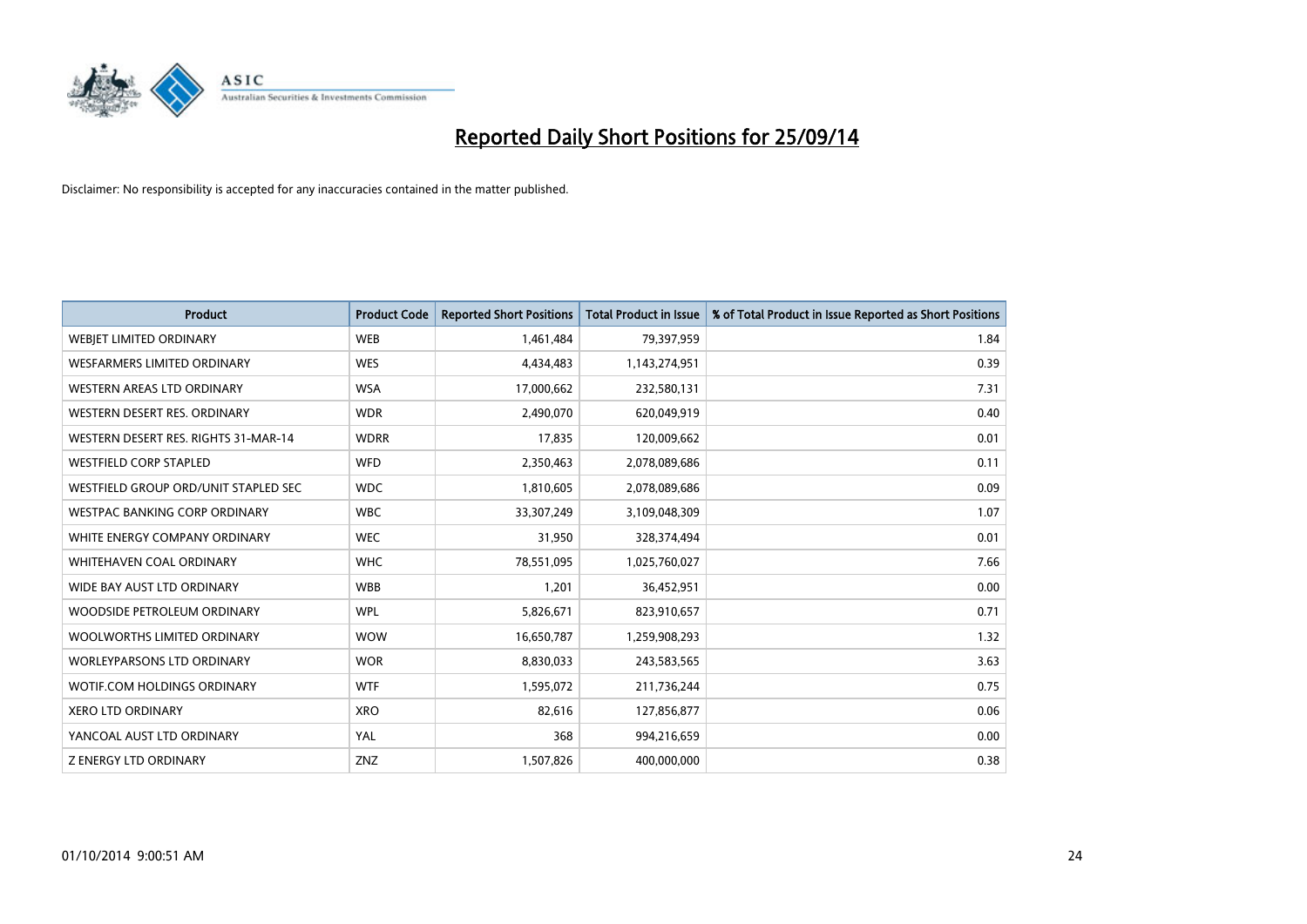# Reported Daily Short Positions for 25/09/14

Disclaimer: No responsibility is accepted for any inaccuracies contained in the matter published.

| Product | Product Code | Reported Short Positions | Total Product in Issue | % of Total Product in Issue Reported as Short Positions |
|---|---|---|---|---|
| WEBJET LIMITED ORDINARY | WEB | 1,461,484 | 79,397,959 | 1.84 |
| WESFARMERS LIMITED ORDINARY | WES | 4,434,483 | 1,143,274,951 | 0.39 |
| WESTERN AREAS LTD ORDINARY | WSA | 17,000,662 | 232,580,131 | 7.31 |
| WESTERN DESERT RES. ORDINARY | WDR | 2,490,070 | 620,049,919 | 0.40 |
| WESTERN DESERT RES. RIGHTS 31-MAR-14 | WDRR | 17,835 | 120,009,662 | 0.01 |
| WESTFIELD CORP STAPLED | WFD | 2,350,463 | 2,078,089,686 | 0.11 |
| WESTFIELD GROUP ORD/UNIT STAPLED SEC | WDC | 1,810,605 | 2,078,089,686 | 0.09 |
| WESTPAC BANKING CORP ORDINARY | WBC | 33,307,249 | 3,109,048,309 | 1.07 |
| WHITE ENERGY COMPANY ORDINARY | WEC | 31,950 | 328,374,494 | 0.01 |
| WHITEHAVEN COAL ORDINARY | WHC | 78,551,095 | 1,025,760,027 | 7.66 |
| WIDE BAY AUST LTD ORDINARY | WBB | 1,201 | 36,452,951 | 0.00 |
| WOODSIDE PETROLEUM ORDINARY | WPL | 5,826,671 | 823,910,657 | 0.71 |
| WOOLWORTHS LIMITED ORDINARY | WOW | 16,650,787 | 1,259,908,293 | 1.32 |
| WORLEYPARSONS LTD ORDINARY | WOR | 8,830,033 | 243,583,565 | 3.63 |
| WOTIF.COM HOLDINGS ORDINARY | WTF | 1,595,072 | 211,736,244 | 0.75 |
| XERO LTD ORDINARY | XRO | 82,616 | 127,856,877 | 0.06 |
| YANCOAL AUST LTD ORDINARY | YAL | 368 | 994,216,659 | 0.00 |
| Z ENERGY LTD ORDINARY | ZNZ | 1,507,826 | 400,000,000 | 0.38 |

01/10/2014 9:00:51 AM